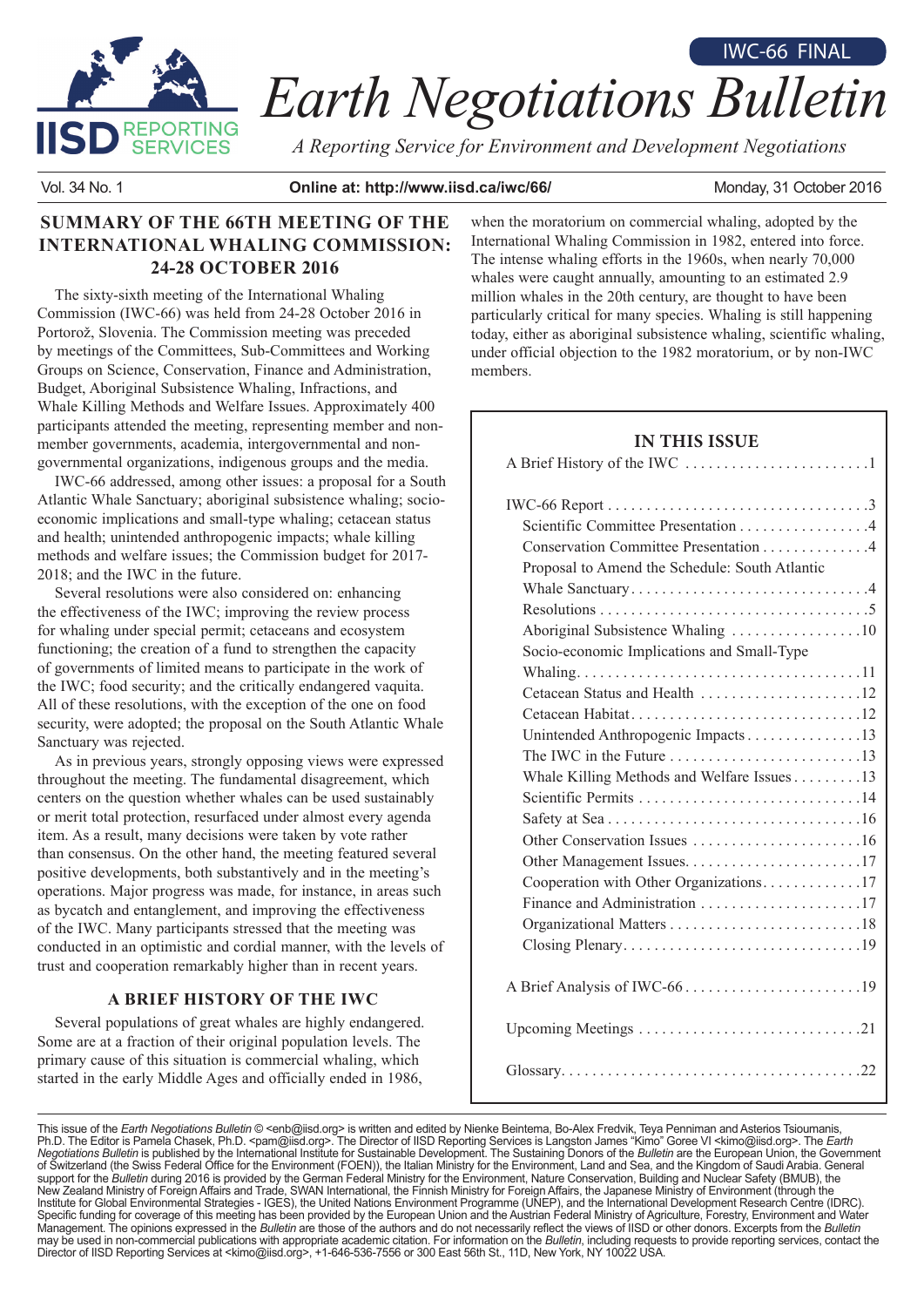IWC-66 FINAL

# Earth Negotiations Bulletin

*A Reporting Service for Environment and Development Negotiations*

Vol. 34 No. 1 | Online at: http://www.iisd.ca/iwc/66/ | Monday, 31 October 2016

## SUMMARY OF THE 66TH MEETING OF THE INTERNATIONAL WHALING COMMISSION: 24-28 OCTOBER 2016

The sixty-sixth meeting of the International Whaling Commission (IWC-66) was held from 24-28 October 2016 in Portorož, Slovenia. The Commission meeting was preceded by meetings of the Committees, Sub-Committees and Working Groups on Science, Conservation, Finance and Administration, Budget, Aboriginal Subsistence Whaling, Infractions, and Whale Killing Methods and Welfare Issues. Approximately 400 participants attended the meeting, representing member and non-member governments, academia, intergovernmental and non-governmental organizations, indigenous groups and the media.

IWC-66 addressed, among other issues: a proposal for a South Atlantic Whale Sanctuary; aboriginal subsistence whaling; socio-economic implications and small-type whaling; cetacean status and health; unintended anthropogenic impacts; whale killing methods and welfare issues; the Commission budget for 2017-2018; and the IWC in the future.

Several resolutions were also considered on: enhancing the effectiveness of the IWC; improving the review process for whaling under special permit; cetaceans and ecosystem functioning; the creation of a fund to strengthen the capacity of governments of limited means to participate in the work of the IWC; food security; and the critically endangered vaquita. All of these resolutions, with the exception of the one on food security, were adopted; the proposal on the South Atlantic Whale Sanctuary was rejected.

As in previous years, strongly opposing views were expressed throughout the meeting. The fundamental disagreement, which centers on the question whether whales can be used sustainably or merit total protection, resurfaced under almost every agenda item. As a result, many decisions were taken by vote rather than consensus. On the other hand, the meeting featured several positive developments, both substantively and in the meeting's operations. Major progress was made, for instance, in areas such as bycatch and entanglement, and improving the effectiveness of the IWC. Many participants stressed that the meeting was conducted in an optimistic and cordial manner, with the levels of trust and cooperation remarkably higher than in recent years.

### A BRIEF HISTORY OF THE IWC

Several populations of great whales are highly endangered. Some are at a fraction of their original population levels. The primary cause of this situation is commercial whaling, which started in the early Middle Ages and officially ended in 1986, when the moratorium on commercial whaling, adopted by the International Whaling Commission in 1982, entered into force. The intense whaling efforts in the 1960s, when nearly 70,000 whales were caught annually, amounting to an estimated 2.9 million whales in the 20th century, are thought to have been particularly critical for many species. Whaling is still happening today, either as aboriginal subsistence whaling, scientific whaling, under official objection to the 1982 moratorium, or by non-IWC members.

**IN THIS ISSUE**

A Brief History of the IWC . . . . . . . . . . . . . . . . . . . . . . . .1

IWC-66 Report . . . . . . . . . . . . . . . . . . . . . . . . . . . . . . . . .3
- Scientific Committee Presentation . . . . . . . . . . . . . . . . .4
- Conservation Committee Presentation . . . . . . . . . . . . . .4
- Proposal to Amend the Schedule: South Atlantic Whale Sanctuary . . . . . . . . . . . . . . . . . . . . . . . . . . . . . .4
- Resolutions . . . . . . . . . . . . . . . . . . . . . . . . . . . . . . . . . .5
- Aboriginal Subsistence Whaling . . . . . . . . . . . . . . . . .10
- Socio-economic Implications and Small-Type Whaling . . . . . . . . . . . . . . . . . . . . . . . . . . . . . . . . . . . .11
- Cetacean Status and Health . . . . . . . . . . . . . . . . . . . . .12
- Cetacean Habitat . . . . . . . . . . . . . . . . . . . . . . . . . . . . .12
- Unintended Anthropogenic Impacts . . . . . . . . . . . . . . .13
- The IWC in the Future . . . . . . . . . . . . . . . . . . . . . . . . .13
- Whale Killing Methods and Welfare Issues . . . . . . . . .13
- Scientific Permits . . . . . . . . . . . . . . . . . . . . . . . . . . . .14
- Safety at Sea . . . . . . . . . . . . . . . . . . . . . . . . . . . . . . . .16
- Other Conservation Issues . . . . . . . . . . . . . . . . . . . . . .16
- Other Management Issues. . . . . . . . . . . . . . . . . . . . . . .17
- Cooperation with Other Organizations. . . . . . . . . . . . .17
- Finance and Administration . . . . . . . . . . . . . . . . . . . . .17
- Organizational Matters . . . . . . . . . . . . . . . . . . . . . . . . .18
- Closing Plenary. . . . . . . . . . . . . . . . . . . . . . . . . . . . . .19

A Brief Analysis of IWC-66 . . . . . . . . . . . . . . . . . . . . . . .19

Upcoming Meetings . . . . . . . . . . . . . . . . . . . . . . . . . . . . .21

Glossary. . . . . . . . . . . . . . . . . . . . . . . . . . . . . . . . . . . . . .22

This issue of the *Earth Negotiations Bulletin* © <enb@iisd.org> is written and edited by Nienke Beintema, Bo-Alex Fredvik, Teya Penniman and Asterios Tsioumanis, Ph.D. The Editor is Pamela Chasek, Ph.D. <pam@iisd.org>. The Director of IISD Reporting Services is Langston James "Kimo" Goree VI <kimo@iisd.org>. The *Earth Negotiations Bulletin* is published by the International Institute for Sustainable Development. The Sustaining Donors of the *Bulletin* are the European Union, the Government of Switzerland (the Swiss Federal Office for the Environment (FOEN)), the Italian Ministry for the Environment, Land and Sea, and the Kingdom of Saudi Arabia. General support for the *Bulletin* during 2016 is provided by the German Federal Ministry for the Environment, Nature Conservation, Building and Nuclear Safety (BMUB), the New Zealand Ministry of Foreign Affairs and Trade, SWAN International, the Finnish Ministry for Foreign Affairs, the Japanese Ministry of Environment (through the Institute for Global Environmental Strategies - IGES), the United Nations Environment Programme (UNEP), and the International Development Research Centre (IDRC). Specific funding for coverage of this meeting has been provided by the European Union and the Austrian Federal Ministry of Agriculture, Forestry, Environment and Water Management. The opinions expressed in the *Bulletin* are those of the authors and do not necessarily reflect the views of IISD or other donors. Excerpts from the *Bulletin* may be used in non-commercial publications with appropriate academic citation. For information on the *Bulletin*, including requests to provide reporting services, contact the Director of IISD Reporting Services at <kimo@iisd.org>, +1-646-536-7556 or 300 East 56th St., 11D, New York, NY 10022 USA.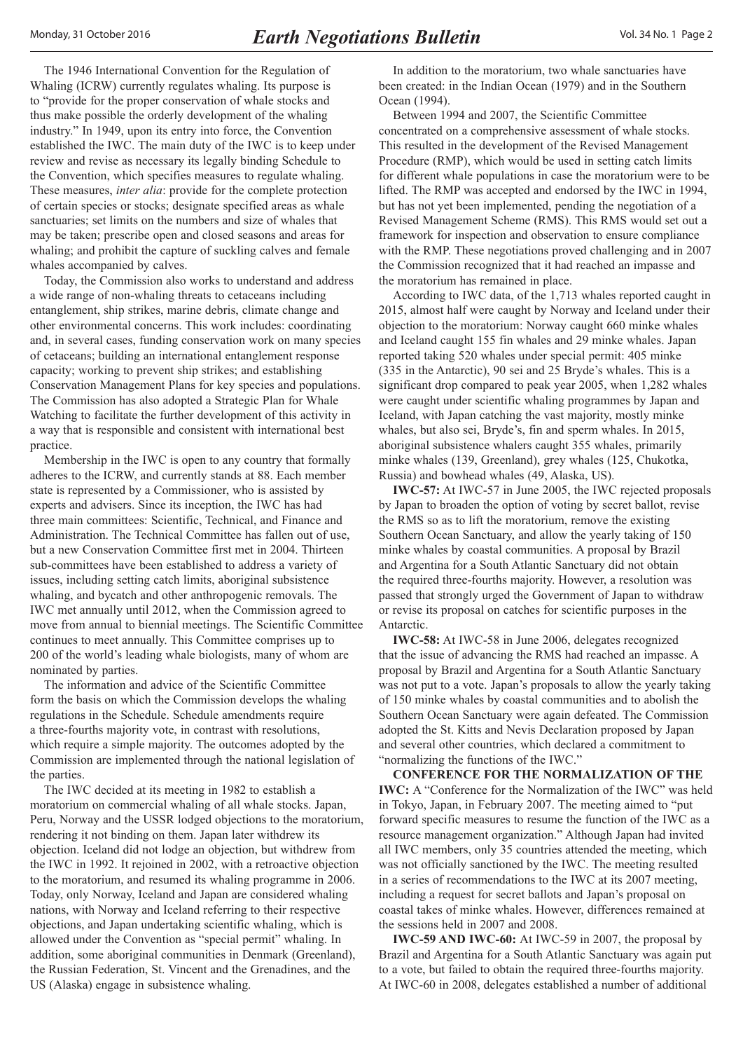The 1946 International Convention for the Regulation of Whaling (ICRW) currently regulates whaling. Its purpose is to "provide for the proper conservation of whale stocks and thus make possible the orderly development of the whaling industry." In 1949, upon its entry into force, the Convention established the IWC. The main duty of the IWC is to keep under review and revise as necessary its legally binding Schedule to the Convention, which specifies measures to regulate whaling. These measures, *inter alia*: provide for the complete protection of certain species or stocks; designate specified areas as whale sanctuaries; set limits on the numbers and size of whales that may be taken; prescribe open and closed seasons and areas for whaling; and prohibit the capture of suckling calves and female whales accompanied by calves.

Today, the Commission also works to understand and address a wide range of non-whaling threats to cetaceans including entanglement, ship strikes, marine debris, climate change and other environmental concerns. This work includes: coordinating and, in several cases, funding conservation work on many species of cetaceans; building an international entanglement response capacity; working to prevent ship strikes; and establishing Conservation Management Plans for key species and populations. The Commission has also adopted a Strategic Plan for Whale Watching to facilitate the further development of this activity in a way that is responsible and consistent with international best practice.

Membership in the IWC is open to any country that formally adheres to the ICRW, and currently stands at 88. Each member state is represented by a Commissioner, who is assisted by experts and advisers. Since its inception, the IWC has had three main committees: Scientific, Technical, and Finance and Administration. The Technical Committee has fallen out of use, but a new Conservation Committee first met in 2004. Thirteen sub-committees have been established to address a variety of issues, including setting catch limits, aboriginal subsistence whaling, and bycatch and other anthropogenic removals. The IWC met annually until 2012, when the Commission agreed to move from annual to biennial meetings. The Scientific Committee continues to meet annually. This Committee comprises up to 200 of the world's leading whale biologists, many of whom are nominated by parties.

The information and advice of the Scientific Committee form the basis on which the Commission develops the whaling regulations in the Schedule. Schedule amendments require a three-fourths majority vote, in contrast with resolutions, which require a simple majority. The outcomes adopted by the Commission are implemented through the national legislation of the parties.

The IWC decided at its meeting in 1982 to establish a moratorium on commercial whaling of all whale stocks. Japan, Peru, Norway and the USSR lodged objections to the moratorium, rendering it not binding on them. Japan later withdrew its objection. Iceland did not lodge an objection, but withdrew from the IWC in 1992. It rejoined in 2002, with a retroactive objection to the moratorium, and resumed its whaling programme in 2006. Today, only Norway, Iceland and Japan are considered whaling nations, with Norway and Iceland referring to their respective objections, and Japan undertaking scientific whaling, which is allowed under the Convention as "special permit" whaling. In addition, some aboriginal communities in Denmark (Greenland), the Russian Federation, St. Vincent and the Grenadines, and the US (Alaska) engage in subsistence whaling.

In addition to the moratorium, two whale sanctuaries have been created: in the Indian Ocean (1979) and in the Southern Ocean (1994).

Between 1994 and 2007, the Scientific Committee concentrated on a comprehensive assessment of whale stocks. This resulted in the development of the Revised Management Procedure (RMP), which would be used in setting catch limits for different whale populations in case the moratorium were to be lifted. The RMP was accepted and endorsed by the IWC in 1994, but has not yet been implemented, pending the negotiation of a Revised Management Scheme (RMS). This RMS would set out a framework for inspection and observation to ensure compliance with the RMP. These negotiations proved challenging and in 2007 the Commission recognized that it had reached an impasse and the moratorium has remained in place.

According to IWC data, of the 1,713 whales reported caught in 2015, almost half were caught by Norway and Iceland under their objection to the moratorium: Norway caught 660 minke whales and Iceland caught 155 fin whales and 29 minke whales. Japan reported taking 520 whales under special permit: 405 minke (335 in the Antarctic), 90 sei and 25 Bryde's whales. This is a significant drop compared to peak year 2005, when 1,282 whales were caught under scientific whaling programmes by Japan and Iceland, with Japan catching the vast majority, mostly minke whales, but also sei, Bryde's, fin and sperm whales. In 2015, aboriginal subsistence whalers caught 355 whales, primarily minke whales (139, Greenland), grey whales (125, Chukotka, Russia) and bowhead whales (49, Alaska, US).

**IWC-57:** At IWC-57 in June 2005, the IWC rejected proposals by Japan to broaden the option of voting by secret ballot, revise the RMS so as to lift the moratorium, remove the existing Southern Ocean Sanctuary, and allow the yearly taking of 150 minke whales by coastal communities. A proposal by Brazil and Argentina for a South Atlantic Sanctuary did not obtain the required three-fourths majority. However, a resolution was passed that strongly urged the Government of Japan to withdraw or revise its proposal on catches for scientific purposes in the Antarctic.

**IWC-58:** At IWC-58 in June 2006, delegates recognized that the issue of advancing the RMS had reached an impasse. A proposal by Brazil and Argentina for a South Atlantic Sanctuary was not put to a vote. Japan's proposals to allow the yearly taking of 150 minke whales by coastal communities and to abolish the Southern Ocean Sanctuary were again defeated. The Commission adopted the St. Kitts and Nevis Declaration proposed by Japan and several other countries, which declared a commitment to "normalizing the functions of the IWC."

**CONFERENCE FOR THE NORMALIZATION OF THE IWC:** A "Conference for the Normalization of the IWC" was held in Tokyo, Japan, in February 2007. The meeting aimed to "put forward specific measures to resume the function of the IWC as a resource management organization." Although Japan had invited all IWC members, only 35 countries attended the meeting, which was not officially sanctioned by the IWC. The meeting resulted in a series of recommendations to the IWC at its 2007 meeting, including a request for secret ballots and Japan's proposal on coastal takes of minke whales. However, differences remained at the sessions held in 2007 and 2008.

**IWC-59 AND IWC-60:** At IWC-59 in 2007, the proposal by Brazil and Argentina for a South Atlantic Sanctuary was again put to a vote, but failed to obtain the required three-fourths majority. At IWC-60 in 2008, delegates established a number of additional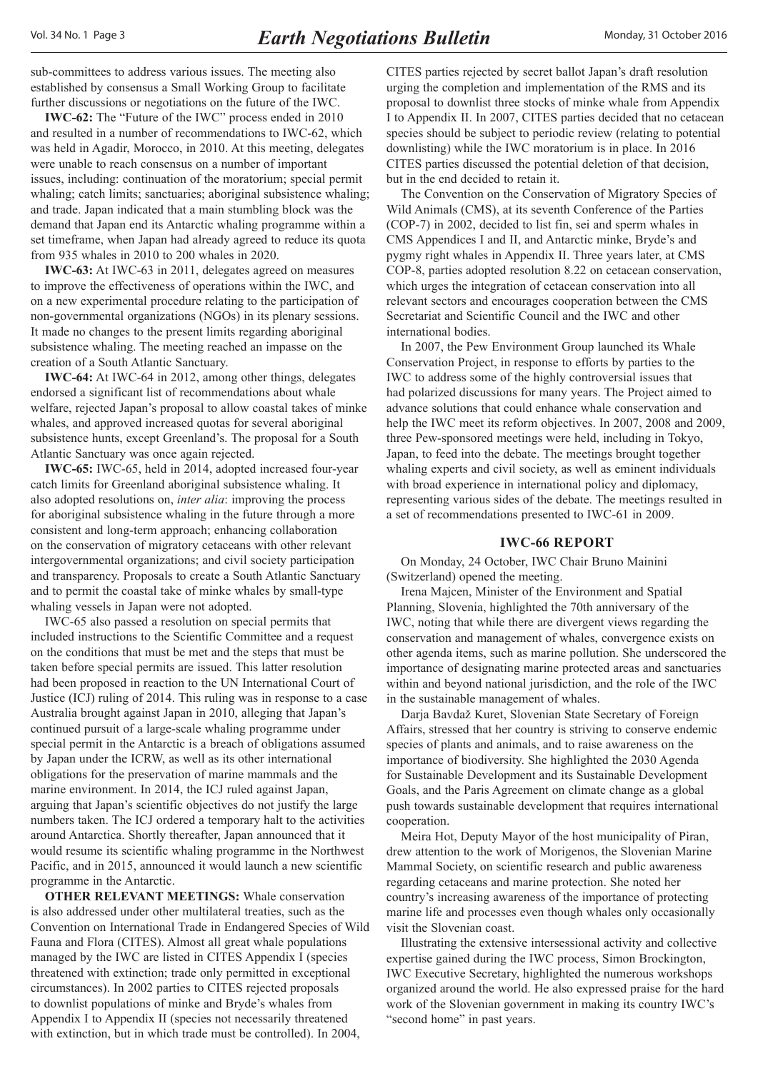sub-committees to address various issues. The meeting also established by consensus a Small Working Group to facilitate further discussions or negotiations on the future of the IWC.

**IWC-62:** The "Future of the IWC" process ended in 2010 and resulted in a number of recommendations to IWC-62, which was held in Agadir, Morocco, in 2010. At this meeting, delegates were unable to reach consensus on a number of important issues, including: continuation of the moratorium; special permit whaling; catch limits; sanctuaries; aboriginal subsistence whaling; and trade. Japan indicated that a main stumbling block was the demand that Japan end its Antarctic whaling programme within a set timeframe, when Japan had already agreed to reduce its quota from 935 whales in 2010 to 200 whales in 2020.

**IWC-63:** At IWC-63 in 2011, delegates agreed on measures to improve the effectiveness of operations within the IWC, and on a new experimental procedure relating to the participation of non-governmental organizations (NGOs) in its plenary sessions. It made no changes to the present limits regarding aboriginal subsistence whaling. The meeting reached an impasse on the creation of a South Atlantic Sanctuary.

**IWC-64:** At IWC-64 in 2012, among other things, delegates endorsed a significant list of recommendations about whale welfare, rejected Japan's proposal to allow coastal takes of minke whales, and approved increased quotas for several aboriginal subsistence hunts, except Greenland's. The proposal for a South Atlantic Sanctuary was once again rejected.

**IWC-65:** IWC-65, held in 2014, adopted increased four-year catch limits for Greenland aboriginal subsistence whaling. It also adopted resolutions on, *inter alia*: improving the process for aboriginal subsistence whaling in the future through a more consistent and long-term approach; enhancing collaboration on the conservation of migratory cetaceans with other relevant intergovernmental organizations; and civil society participation and transparency. Proposals to create a South Atlantic Sanctuary and to permit the coastal take of minke whales by small-type whaling vessels in Japan were not adopted.

IWC-65 also passed a resolution on special permits that included instructions to the Scientific Committee and a request on the conditions that must be met and the steps that must be taken before special permits are issued. This latter resolution had been proposed in reaction to the UN International Court of Justice (ICJ) ruling of 2014. This ruling was in response to a case Australia brought against Japan in 2010, alleging that Japan's continued pursuit of a large-scale whaling programme under special permit in the Antarctic is a breach of obligations assumed by Japan under the ICRW, as well as its other international obligations for the preservation of marine mammals and the marine environment. In 2014, the ICJ ruled against Japan, arguing that Japan's scientific objectives do not justify the large numbers taken. The ICJ ordered a temporary halt to the activities around Antarctica. Shortly thereafter, Japan announced that it would resume its scientific whaling programme in the Northwest Pacific, and in 2015, announced it would launch a new scientific programme in the Antarctic.

**OTHER RELEVANT MEETINGS:** Whale conservation is also addressed under other multilateral treaties, such as the Convention on International Trade in Endangered Species of Wild Fauna and Flora (CITES). Almost all great whale populations managed by the IWC are listed in CITES Appendix I (species threatened with extinction; trade only permitted in exceptional circumstances). In 2002 parties to CITES rejected proposals to downlist populations of minke and Bryde's whales from Appendix I to Appendix II (species not necessarily threatened with extinction, but in which trade must be controlled). In 2004, CITES parties rejected by secret ballot Japan's draft resolution urging the completion and implementation of the RMS and its proposal to downlist three stocks of minke whale from Appendix I to Appendix II. In 2007, CITES parties decided that no cetacean species should be subject to periodic review (relating to potential downlisting) while the IWC moratorium is in place. In 2016 CITES parties discussed the potential deletion of that decision, but in the end decided to retain it.

The Convention on the Conservation of Migratory Species of Wild Animals (CMS), at its seventh Conference of the Parties (COP-7) in 2002, decided to list fin, sei and sperm whales in CMS Appendices I and II, and Antarctic minke, Bryde's and pygmy right whales in Appendix II. Three years later, at CMS COP-8, parties adopted resolution 8.22 on cetacean conservation, which urges the integration of cetacean conservation into all relevant sectors and encourages cooperation between the CMS Secretariat and Scientific Council and the IWC and other international bodies.

In 2007, the Pew Environment Group launched its Whale Conservation Project, in response to efforts by parties to the IWC to address some of the highly controversial issues that had polarized discussions for many years. The Project aimed to advance solutions that could enhance whale conservation and help the IWC meet its reform objectives. In 2007, 2008 and 2009, three Pew-sponsored meetings were held, including in Tokyo, Japan, to feed into the debate. The meetings brought together whaling experts and civil society, as well as eminent individuals with broad experience in international policy and diplomacy, representing various sides of the debate. The meetings resulted in a set of recommendations presented to IWC-61 in 2009.

## IWC-66 REPORT

On Monday, 24 October, IWC Chair Bruno Mainini (Switzerland) opened the meeting.

Irena Majcen, Minister of the Environment and Spatial Planning, Slovenia, highlighted the 70th anniversary of the IWC, noting that while there are divergent views regarding the conservation and management of whales, convergence exists on other agenda items, such as marine pollution. She underscored the importance of designating marine protected areas and sanctuaries within and beyond national jurisdiction, and the role of the IWC in the sustainable management of whales.

Darja Bavdaž Kuret, Slovenian State Secretary of Foreign Affairs, stressed that her country is striving to conserve endemic species of plants and animals, and to raise awareness on the importance of biodiversity. She highlighted the 2030 Agenda for Sustainable Development and its Sustainable Development Goals, and the Paris Agreement on climate change as a global push towards sustainable development that requires international cooperation.

Meira Hot, Deputy Mayor of the host municipality of Piran, drew attention to the work of Morigenos, the Slovenian Marine Mammal Society, on scientific research and public awareness regarding cetaceans and marine protection. She noted her country's increasing awareness of the importance of protecting marine life and processes even though whales only occasionally visit the Slovenian coast.

Illustrating the extensive intersessional activity and collective expertise gained during the IWC process, Simon Brockington, IWC Executive Secretary, highlighted the numerous workshops organized around the world. He also expressed praise for the hard work of the Slovenian government in making its country IWC's "second home" in past years.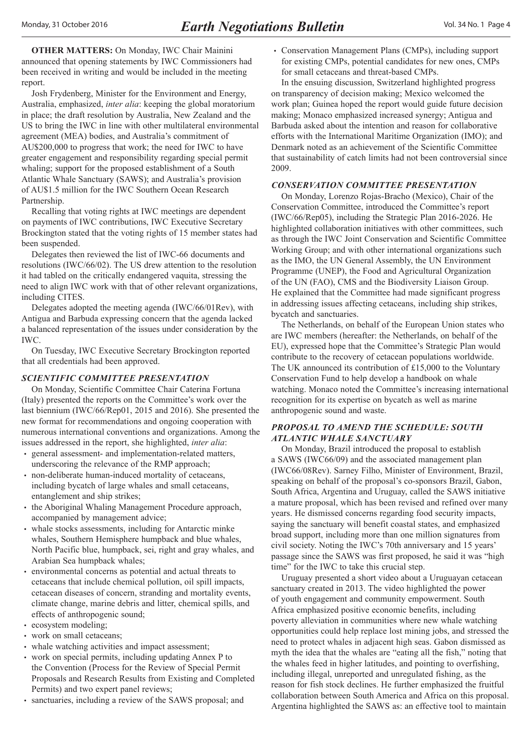**OTHER MATTERS:** On Monday, IWC Chair Mainini announced that opening statements by IWC Commissioners had been received in writing and would be included in the meeting report.

Josh Frydenberg, Minister for the Environment and Energy, Australia, emphasized, *inter alia*: keeping the global moratorium in place; the draft resolution by Australia, New Zealand and the US to bring the IWC in line with other multilateral environmental agreement (MEA) bodies, and Australia's commitment of AU$200,000 to progress that work; the need for IWC to have greater engagement and responsibility regarding special permit whaling; support for the proposed establishment of a South Atlantic Whale Sanctuary (SAWS); and Australia's provision of AU$1.5 million for the IWC Southern Ocean Research Partnership.

Recalling that voting rights at IWC meetings are dependent on payments of IWC contributions, IWC Executive Secretary Brockington stated that the voting rights of 15 member states had been suspended.

Delegates then reviewed the list of IWC-66 documents and resolutions (IWC/66/02). The US drew attention to the resolution it had tabled on the critically endangered vaquita, stressing the need to align IWC work with that of other relevant organizations, including CITES.

Delegates adopted the meeting agenda (IWC/66/01Rev), with Antigua and Barbuda expressing concern that the agenda lacked a balanced representation of the issues under consideration by the IWC.

On Tuesday, IWC Executive Secretary Brockington reported that all credentials had been approved.

### *SCIENTIFIC COMMITTEE PRESENTATION*

On Monday, Scientific Committee Chair Caterina Fortuna (Italy) presented the reports on the Committee's work over the last biennium (IWC/66/Rep01, 2015 and 2016). She presented the new format for recommendations and ongoing cooperation with numerous international conventions and organizations. Among the issues addressed in the report, she highlighted, *inter alia*:

- general assessment- and implementation-related matters, underscoring the relevance of the RMP approach;
- non-deliberate human-induced mortality of cetaceans, including bycatch of large whales and small cetaceans, entanglement and ship strikes;
- the Aboriginal Whaling Management Procedure approach, accompanied by management advice;
- whale stocks assessments, including for Antarctic minke whales, Southern Hemisphere humpback and blue whales, North Pacific blue, humpback, sei, right and gray whales, and Arabian Sea humpback whales;
- environmental concerns as potential and actual threats to cetaceans that include chemical pollution, oil spill impacts, cetacean diseases of concern, stranding and mortality events, climate change, marine debris and litter, chemical spills, and effects of anthropogenic sound;
- ecosystem modeling;
- work on small cetaceans;
- whale watching activities and impact assessment;
- work on special permits, including updating Annex P to the Convention (Process for the Review of Special Permit Proposals and Research Results from Existing and Completed Permits) and two expert panel reviews;
- sanctuaries, including a review of the SAWS proposal; and
- Conservation Management Plans (CMPs), including support for existing CMPs, potential candidates for new ones, CMPs for small cetaceans and threat-based CMPs.

In the ensuing discussion, Switzerland highlighted progress on transparency of decision making; Mexico welcomed the work plan; Guinea hoped the report would guide future decision making; Monaco emphasized increased synergy; Antigua and Barbuda asked about the intention and reason for collaborative efforts with the International Maritime Organization (IMO); and Denmark noted as an achievement of the Scientific Committee that sustainability of catch limits had not been controversial since 2009.

### *CONSERVATION COMMITTEE PRESENTATION*

On Monday, Lorenzo Rojas-Bracho (Mexico), Chair of the Conservation Committee, introduced the Committee's report (IWC/66/Rep05), including the Strategic Plan 2016-2026. He highlighted collaboration initiatives with other committees, such as through the IWC Joint Conservation and Scientific Committee Working Group; and with other international organizations such as the IMO, the UN General Assembly, the UN Environment Programme (UNEP), the Food and Agricultural Organization of the UN (FAO), CMS and the Biodiversity Liaison Group. He explained that the Committee had made significant progress in addressing issues affecting cetaceans, including ship strikes, bycatch and sanctuaries.

The Netherlands, on behalf of the European Union states who are IWC members (hereafter: the Netherlands, on behalf of the EU), expressed hope that the Committee's Strategic Plan would contribute to the recovery of cetacean populations worldwide. The UK announced its contribution of £15,000 to the Voluntary Conservation Fund to help develop a handbook on whale watching. Monaco noted the Committee's increasing international recognition for its expertise on bycatch as well as marine anthropogenic sound and waste.

### *PROPOSAL TO AMEND THE SCHEDULE: SOUTH ATLANTIC WHALE SANCTUARY*

On Monday, Brazil introduced the proposal to establish a SAWS (IWC66/09) and the associated management plan (IWC66/08Rev). Sarney Filho, Minister of Environment, Brazil, speaking on behalf of the proposal's co-sponsors Brazil, Gabon, South Africa, Argentina and Uruguay, called the SAWS initiative a mature proposal, which has been revised and refined over many years. He dismissed concerns regarding food security impacts, saying the sanctuary will benefit coastal states, and emphasized broad support, including more than one million signatures from civil society. Noting the IWC's 70th anniversary and 15 years' passage since the SAWS was first proposed, he said it was "high time" for the IWC to take this crucial step.

Uruguay presented a short video about a Uruguayan cetacean sanctuary created in 2013. The video highlighted the power of youth engagement and community empowerment. South Africa emphasized positive economic benefits, including poverty alleviation in communities where new whale watching opportunities could help replace lost mining jobs, and stressed the need to protect whales in adjacent high seas. Gabon dismissed as myth the idea that the whales are "eating all the fish," noting that the whales feed in higher latitudes, and pointing to overfishing, including illegal, unreported and unregulated fishing, as the reason for fish stock declines. He further emphasized the fruitful collaboration between South America and Africa on this proposal. Argentina highlighted the SAWS as: an effective tool to maintain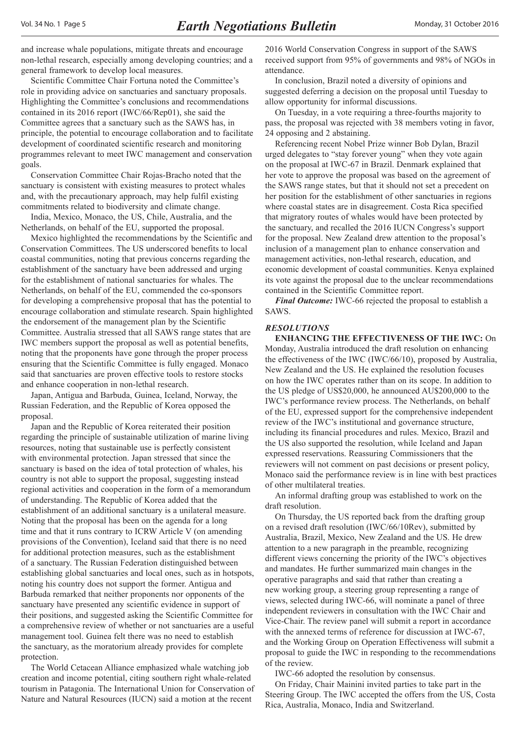and increase whale populations, mitigate threats and encourage non-lethal research, especially among developing countries; and a general framework to develop local measures.

Scientific Committee Chair Fortuna noted the Committee's role in providing advice on sanctuaries and sanctuary proposals. Highlighting the Committee's conclusions and recommendations contained in its 2016 report (IWC/66/Rep01), she said the Committee agrees that a sanctuary such as the SAWS has, in principle, the potential to encourage collaboration and to facilitate development of coordinated scientific research and monitoring programmes relevant to meet IWC management and conservation goals.

Conservation Committee Chair Rojas-Bracho noted that the sanctuary is consistent with existing measures to protect whales and, with the precautionary approach, may help fulfil existing commitments related to biodiversity and climate change.

India, Mexico, Monaco, the US, Chile, Australia, and the Netherlands, on behalf of the EU, supported the proposal.

Mexico highlighted the recommendations by the Scientific and Conservation Committees. The US underscored benefits to local coastal communities, noting that previous concerns regarding the establishment of the sanctuary have been addressed and urging for the establishment of national sanctuaries for whales. The Netherlands, on behalf of the EU, commended the co-sponsors for developing a comprehensive proposal that has the potential to encourage collaboration and stimulate research. Spain highlighted the endorsement of the management plan by the Scientific Committee. Australia stressed that all SAWS range states that are IWC members support the proposal as well as potential benefits, noting that the proponents have gone through the proper process ensuring that the Scientific Committee is fully engaged. Monaco said that sanctuaries are proven effective tools to restore stocks and enhance cooperation in non-lethal research.

Japan, Antigua and Barbuda, Guinea, Iceland, Norway, the Russian Federation, and the Republic of Korea opposed the proposal.

Japan and the Republic of Korea reiterated their position regarding the principle of sustainable utilization of marine living resources, noting that sustainable use is perfectly consistent with environmental protection. Japan stressed that since the sanctuary is based on the idea of total protection of whales, his country is not able to support the proposal, suggesting instead regional activities and cooperation in the form of a memorandum of understanding. The Republic of Korea added that the establishment of an additional sanctuary is a unilateral measure. Noting that the proposal has been on the agenda for a long time and that it runs contrary to ICRW Article V (on amending provisions of the Convention), Iceland said that there is no need for additional protection measures, such as the establishment of a sanctuary. The Russian Federation distinguished between establishing global sanctuaries and local ones, such as in hotspots, noting his country does not support the former. Antigua and Barbuda remarked that neither proponents nor opponents of the sanctuary have presented any scientific evidence in support of their positions, and suggested asking the Scientific Committee for a comprehensive review of whether or not sanctuaries are a useful management tool. Guinea felt there was no need to establish the sanctuary, as the moratorium already provides for complete protection.

The World Cetacean Alliance emphasized whale watching job creation and income potential, citing southern right whale-related tourism in Patagonia. The International Union for Conservation of Nature and Natural Resources (IUCN) said a motion at the recent 2016 World Conservation Congress in support of the SAWS received support from 95% of governments and 98% of NGOs in attendance.

In conclusion, Brazil noted a diversity of opinions and suggested deferring a decision on the proposal until Tuesday to allow opportunity for informal discussions.

On Tuesday, in a vote requiring a three-fourths majority to pass, the proposal was rejected with 38 members voting in favor, 24 opposing and 2 abstaining.

Referencing recent Nobel Prize winner Bob Dylan, Brazil urged delegates to "stay forever young" when they vote again on the proposal at IWC-67 in Brazil. Denmark explained that her vote to approve the proposal was based on the agreement of the SAWS range states, but that it should not set a precedent on her position for the establishment of other sanctuaries in regions where coastal states are in disagreement. Costa Rica specified that migratory routes of whales would have been protected by the sanctuary, and recalled the 2016 IUCN Congress's support for the proposal. New Zealand drew attention to the proposal's inclusion of a management plan to enhance conservation and management activities, non-lethal research, education, and economic development of coastal communities. Kenya explained its vote against the proposal due to the unclear recommendations contained in the Scientific Committee report.

***Final Outcome:*** IWC-66 rejected the proposal to establish a SAWS.

### *RESOLUTIONS*

**ENHANCING THE EFFECTIVENESS OF THE IWC:** On Monday, Australia introduced the draft resolution on enhancing the effectiveness of the IWC (IWC/66/10), proposed by Australia, New Zealand and the US. He explained the resolution focuses on how the IWC operates rather than on its scope. In addition to the US pledge of US$20,000, he announced AU$200,000 to the IWC's performance review process. The Netherlands, on behalf of the EU, expressed support for the comprehensive independent review of the IWC's institutional and governance structure, including its financial procedures and rules. Mexico, Brazil and the US also supported the resolution, while Iceland and Japan expressed reservations. Reassuring Commissioners that the reviewers will not comment on past decisions or present policy, Monaco said the performance review is in line with best practices of other multilateral treaties.

An informal drafting group was established to work on the draft resolution.

On Thursday, the US reported back from the drafting group on a revised draft resolution (IWC/66/10Rev), submitted by Australia, Brazil, Mexico, New Zealand and the US. He drew attention to a new paragraph in the preamble, recognizing different views concerning the priority of the IWC's objectives and mandates. He further summarized main changes in the operative paragraphs and said that rather than creating a new working group, a steering group representing a range of views, selected during IWC-66, will nominate a panel of three independent reviewers in consultation with the IWC Chair and Vice-Chair. The review panel will submit a report in accordance with the annexed terms of reference for discussion at IWC-67, and the Working Group on Operation Effectiveness will submit a proposal to guide the IWC in responding to the recommendations of the review.

IWC-66 adopted the resolution by consensus.

On Friday, Chair Mainini invited parties to take part in the Steering Group. The IWC accepted the offers from the US, Costa Rica, Australia, Monaco, India and Switzerland.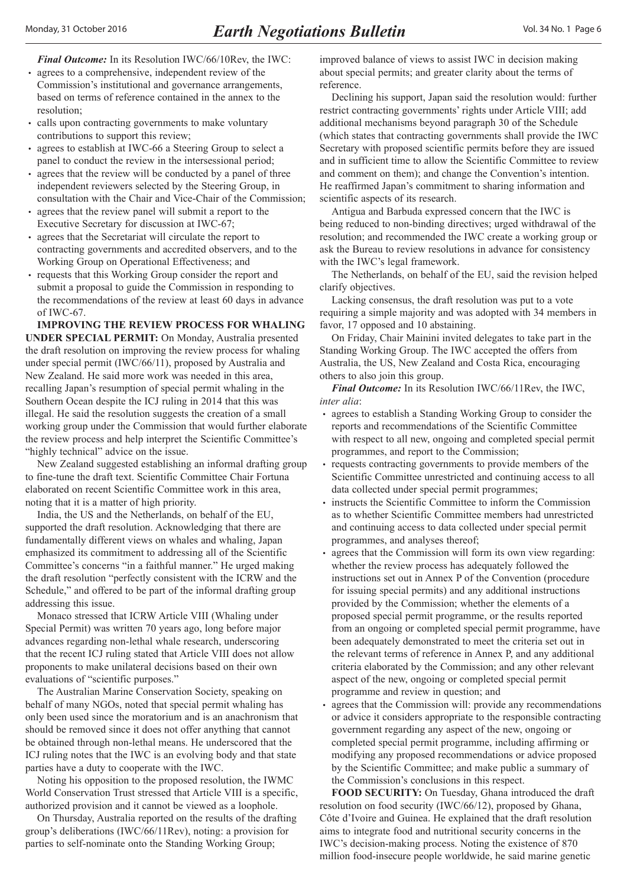***Final Outcome:*** In its Resolution IWC/66/10Rev, the IWC:

- agrees to a comprehensive, independent review of the Commission's institutional and governance arrangements, based on terms of reference contained in the annex to the resolution;
- calls upon contracting governments to make voluntary contributions to support this review;
- agrees to establish at IWC-66 a Steering Group to select a panel to conduct the review in the intersessional period;
- agrees that the review will be conducted by a panel of three independent reviewers selected by the Steering Group, in consultation with the Chair and Vice-Chair of the Commission;
- agrees that the review panel will submit a report to the Executive Secretary for discussion at IWC-67;
- agrees that the Secretariat will circulate the report to contracting governments and accredited observers, and to the Working Group on Operational Effectiveness; and
- requests that this Working Group consider the report and submit a proposal to guide the Commission in responding to the recommendations of the review at least 60 days in advance of IWC-67.

**IMPROVING THE REVIEW PROCESS FOR WHALING UNDER SPECIAL PERMIT:** On Monday, Australia presented the draft resolution on improving the review process for whaling under special permit (IWC/66/11), proposed by Australia and New Zealand. He said more work was needed in this area, recalling Japan's resumption of special permit whaling in the Southern Ocean despite the ICJ ruling in 2014 that this was illegal. He said the resolution suggests the creation of a small working group under the Commission that would further elaborate the review process and help interpret the Scientific Committee's "highly technical" advice on the issue.

New Zealand suggested establishing an informal drafting group to fine-tune the draft text. Scientific Committee Chair Fortuna elaborated on recent Scientific Committee work in this area, noting that it is a matter of high priority.

India, the US and the Netherlands, on behalf of the EU, supported the draft resolution. Acknowledging that there are fundamentally different views on whales and whaling, Japan emphasized its commitment to addressing all of the Scientific Committee's concerns "in a faithful manner." He urged making the draft resolution "perfectly consistent with the ICRW and the Schedule," and offered to be part of the informal drafting group addressing this issue.

Monaco stressed that ICRW Article VIII (Whaling under Special Permit) was written 70 years ago, long before major advances regarding non-lethal whale research, underscoring that the recent ICJ ruling stated that Article VIII does not allow proponents to make unilateral decisions based on their own evaluations of "scientific purposes."

The Australian Marine Conservation Society, speaking on behalf of many NGOs, noted that special permit whaling has only been used since the moratorium and is an anachronism that should be removed since it does not offer anything that cannot be obtained through non-lethal means. He underscored that the ICJ ruling notes that the IWC is an evolving body and that state parties have a duty to cooperate with the IWC.

Noting his opposition to the proposed resolution, the IWMC World Conservation Trust stressed that Article VIII is a specific, authorized provision and it cannot be viewed as a loophole.

On Thursday, Australia reported on the results of the drafting group's deliberations (IWC/66/11Rev), noting: a provision for parties to self-nominate onto the Standing Working Group; improved balance of views to assist IWC in decision making about special permits; and greater clarity about the terms of reference.

Declining his support, Japan said the resolution would: further restrict contracting governments' rights under Article VIII; add additional mechanisms beyond paragraph 30 of the Schedule (which states that contracting governments shall provide the IWC Secretary with proposed scientific permits before they are issued and in sufficient time to allow the Scientific Committee to review and comment on them); and change the Convention's intention. He reaffirmed Japan's commitment to sharing information and scientific aspects of its research.

Antigua and Barbuda expressed concern that the IWC is being reduced to non-binding directives; urged withdrawal of the resolution; and recommended the IWC create a working group or ask the Bureau to review resolutions in advance for consistency with the IWC's legal framework.

The Netherlands, on behalf of the EU, said the revision helped clarify objectives.

Lacking consensus, the draft resolution was put to a vote requiring a simple majority and was adopted with 34 members in favor, 17 opposed and 10 abstaining.

On Friday, Chair Mainini invited delegates to take part in the Standing Working Group. The IWC accepted the offers from Australia, the US, New Zealand and Costa Rica, encouraging others to also join this group.

***Final Outcome:*** In its Resolution IWC/66/11Rev, the IWC, *inter alia*:

- agrees to establish a Standing Working Group to consider the reports and recommendations of the Scientific Committee with respect to all new, ongoing and completed special permit programmes, and report to the Commission;
- requests contracting governments to provide members of the Scientific Committee unrestricted and continuing access to all data collected under special permit programmes;
- instructs the Scientific Committee to inform the Commission as to whether Scientific Committee members had unrestricted and continuing access to data collected under special permit programmes, and analyses thereof;
- agrees that the Commission will form its own view regarding: whether the review process has adequately followed the instructions set out in Annex P of the Convention (procedure for issuing special permits) and any additional instructions provided by the Commission; whether the elements of a proposed special permit programme, or the results reported from an ongoing or completed special permit programme, have been adequately demonstrated to meet the criteria set out in the relevant terms of reference in Annex P, and any additional criteria elaborated by the Commission; and any other relevant aspect of the new, ongoing or completed special permit programme and review in question; and
- agrees that the Commission will: provide any recommendations or advice it considers appropriate to the responsible contracting government regarding any aspect of the new, ongoing or completed special permit programme, including affirming or modifying any proposed recommendations or advice proposed by the Scientific Committee; and make public a summary of the Commission's conclusions in this respect.

**FOOD SECURITY:** On Tuesday, Ghana introduced the draft resolution on food security (IWC/66/12), proposed by Ghana, Côte d'Ivoire and Guinea. He explained that the draft resolution aims to integrate food and nutritional security concerns in the IWC's decision-making process. Noting the existence of 870 million food-insecure people worldwide, he said marine genetic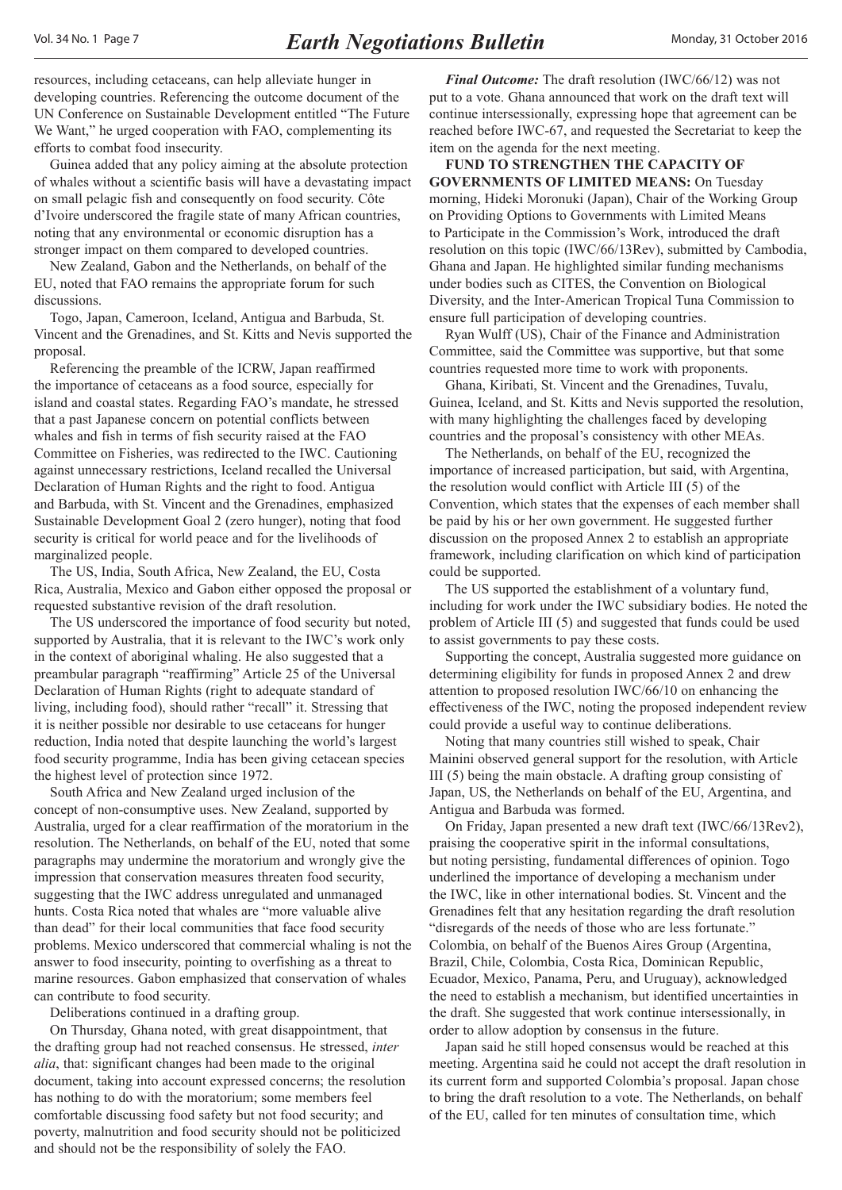resources, including cetaceans, can help alleviate hunger in developing countries. Referencing the outcome document of the UN Conference on Sustainable Development entitled "The Future We Want," he urged cooperation with FAO, complementing its efforts to combat food insecurity.

Guinea added that any policy aiming at the absolute protection of whales without a scientific basis will have a devastating impact on small pelagic fish and consequently on food security. Côte d'Ivoire underscored the fragile state of many African countries, noting that any environmental or economic disruption has a stronger impact on them compared to developed countries.

New Zealand, Gabon and the Netherlands, on behalf of the EU, noted that FAO remains the appropriate forum for such discussions.

Togo, Japan, Cameroon, Iceland, Antigua and Barbuda, St. Vincent and the Grenadines, and St. Kitts and Nevis supported the proposal.

Referencing the preamble of the ICRW, Japan reaffirmed the importance of cetaceans as a food source, especially for island and coastal states. Regarding FAO's mandate, he stressed that a past Japanese concern on potential conflicts between whales and fish in terms of fish security raised at the FAO Committee on Fisheries, was redirected to the IWC. Cautioning against unnecessary restrictions, Iceland recalled the Universal Declaration of Human Rights and the right to food. Antigua and Barbuda, with St. Vincent and the Grenadines, emphasized Sustainable Development Goal 2 (zero hunger), noting that food security is critical for world peace and for the livelihoods of marginalized people.

The US, India, South Africa, New Zealand, the EU, Costa Rica, Australia, Mexico and Gabon either opposed the proposal or requested substantive revision of the draft resolution.

The US underscored the importance of food security but noted, supported by Australia, that it is relevant to the IWC's work only in the context of aboriginal whaling. He also suggested that a preambular paragraph "reaffirming" Article 25 of the Universal Declaration of Human Rights (right to adequate standard of living, including food), should rather "recall" it. Stressing that it is neither possible nor desirable to use cetaceans for hunger reduction, India noted that despite launching the world's largest food security programme, India has been giving cetacean species the highest level of protection since 1972.

South Africa and New Zealand urged inclusion of the concept of non-consumptive uses. New Zealand, supported by Australia, urged for a clear reaffirmation of the moratorium in the resolution. The Netherlands, on behalf of the EU, noted that some paragraphs may undermine the moratorium and wrongly give the impression that conservation measures threaten food security, suggesting that the IWC address unregulated and unmanaged hunts. Costa Rica noted that whales are "more valuable alive than dead" for their local communities that face food security problems. Mexico underscored that commercial whaling is not the answer to food insecurity, pointing to overfishing as a threat to marine resources. Gabon emphasized that conservation of whales can contribute to food security.

Deliberations continued in a drafting group.

On Thursday, Ghana noted, with great disappointment, that the drafting group had not reached consensus. He stressed, *inter alia*, that: significant changes had been made to the original document, taking into account expressed concerns; the resolution has nothing to do with the moratorium; some members feel comfortable discussing food safety but not food security; and poverty, malnutrition and food security should not be politicized and should not be the responsibility of solely the FAO.

***Final Outcome:*** The draft resolution (IWC/66/12) was not put to a vote. Ghana announced that work on the draft text will continue intersessionally, expressing hope that agreement can be reached before IWC-67, and requested the Secretariat to keep the item on the agenda for the next meeting.

**FUND TO STRENGTHEN THE CAPACITY OF GOVERNMENTS OF LIMITED MEANS:** On Tuesday morning, Hideki Moronuki (Japan), Chair of the Working Group on Providing Options to Governments with Limited Means to Participate in the Commission's Work, introduced the draft resolution on this topic (IWC/66/13Rev), submitted by Cambodia, Ghana and Japan. He highlighted similar funding mechanisms under bodies such as CITES, the Convention on Biological Diversity, and the Inter-American Tropical Tuna Commission to ensure full participation of developing countries.

Ryan Wulff (US), Chair of the Finance and Administration Committee, said the Committee was supportive, but that some countries requested more time to work with proponents.

Ghana, Kiribati, St. Vincent and the Grenadines, Tuvalu, Guinea, Iceland, and St. Kitts and Nevis supported the resolution, with many highlighting the challenges faced by developing countries and the proposal's consistency with other MEAs.

The Netherlands, on behalf of the EU, recognized the importance of increased participation, but said, with Argentina, the resolution would conflict with Article III (5) of the Convention, which states that the expenses of each member shall be paid by his or her own government. He suggested further discussion on the proposed Annex 2 to establish an appropriate framework, including clarification on which kind of participation could be supported.

The US supported the establishment of a voluntary fund, including for work under the IWC subsidiary bodies. He noted the problem of Article III (5) and suggested that funds could be used to assist governments to pay these costs.

Supporting the concept, Australia suggested more guidance on determining eligibility for funds in proposed Annex 2 and drew attention to proposed resolution IWC/66/10 on enhancing the effectiveness of the IWC, noting the proposed independent review could provide a useful way to continue deliberations.

Noting that many countries still wished to speak, Chair Mainini observed general support for the resolution, with Article III (5) being the main obstacle. A drafting group consisting of Japan, US, the Netherlands on behalf of the EU, Argentina, and Antigua and Barbuda was formed.

On Friday, Japan presented a new draft text (IWC/66/13Rev2), praising the cooperative spirit in the informal consultations, but noting persisting, fundamental differences of opinion. Togo underlined the importance of developing a mechanism under the IWC, like in other international bodies. St. Vincent and the Grenadines felt that any hesitation regarding the draft resolution "disregards of the needs of those who are less fortunate." Colombia, on behalf of the Buenos Aires Group (Argentina, Brazil, Chile, Colombia, Costa Rica, Dominican Republic, Ecuador, Mexico, Panama, Peru, and Uruguay), acknowledged the need to establish a mechanism, but identified uncertainties in the draft. She suggested that work continue intersessionally, in order to allow adoption by consensus in the future.

Japan said he still hoped consensus would be reached at this meeting. Argentina said he could not accept the draft resolution in its current form and supported Colombia's proposal. Japan chose to bring the draft resolution to a vote. The Netherlands, on behalf of the EU, called for ten minutes of consultation time, which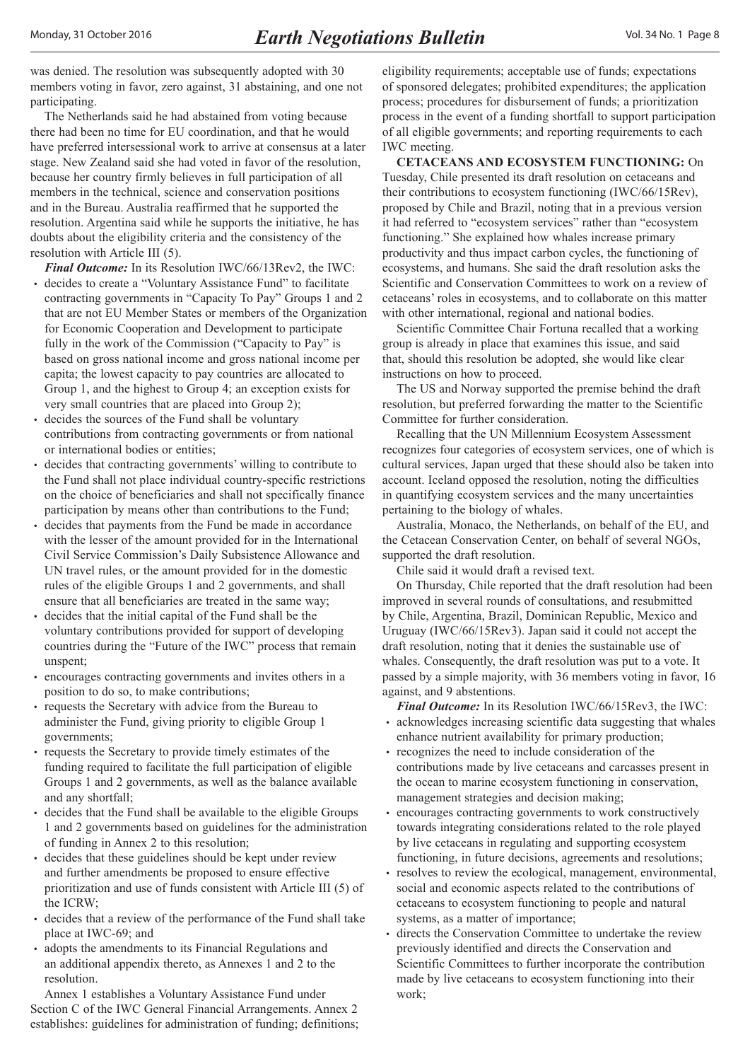was denied. The resolution was subsequently adopted with 30 members voting in favor, zero against, 31 abstaining, and one not participating.

The Netherlands said he had abstained from voting because there had been no time for EU coordination, and that he would have preferred intersessional work to arrive at consensus at a later stage. New Zealand said she had voted in favor of the resolution, because her country firmly believes in full participation of all members in the technical, science and conservation positions and in the Bureau. Australia reaffirmed that he supported the resolution. Argentina said while he supports the initiative, he has doubts about the eligibility criteria and the consistency of the resolution with Article III (5).

***Final Outcome:*** In its Resolution IWC/66/13Rev2, the IWC:

- decides to create a "Voluntary Assistance Fund" to facilitate contracting governments in "Capacity To Pay" Groups 1 and 2 that are not EU Member States or members of the Organization for Economic Cooperation and Development to participate fully in the work of the Commission ("Capacity to Pay" is based on gross national income and gross national income per capita; the lowest capacity to pay countries are allocated to Group 1, and the highest to Group 4; an exception exists for very small countries that are placed into Group 2);
- decides the sources of the Fund shall be voluntary contributions from contracting governments or from national or international bodies or entities;
- decides that contracting governments' willing to contribute to the Fund shall not place individual country-specific restrictions on the choice of beneficiaries and shall not specifically finance participation by means other than contributions to the Fund;
- decides that payments from the Fund be made in accordance with the lesser of the amount provided for in the International Civil Service Commission's Daily Subsistence Allowance and UN travel rules, or the amount provided for in the domestic rules of the eligible Groups 1 and 2 governments, and shall ensure that all beneficiaries are treated in the same way;
- decides that the initial capital of the Fund shall be the voluntary contributions provided for support of developing countries during the "Future of the IWC" process that remain unspent;
- encourages contracting governments and invites others in a position to do so, to make contributions;
- requests the Secretary with advice from the Bureau to administer the Fund, giving priority to eligible Group 1 governments;
- requests the Secretary to provide timely estimates of the funding required to facilitate the full participation of eligible Groups 1 and 2 governments, as well as the balance available and any shortfall;
- decides that the Fund shall be available to the eligible Groups 1 and 2 governments based on guidelines for the administration of funding in Annex 2 to this resolution;
- decides that these guidelines should be kept under review and further amendments be proposed to ensure effective prioritization and use of funds consistent with Article III (5) of the ICRW;
- decides that a review of the performance of the Fund shall take place at IWC-69; and
- adopts the amendments to its Financial Regulations and an additional appendix thereto, as Annexes 1 and 2 to the resolution.

Annex 1 establishes a Voluntary Assistance Fund under Section C of the IWC General Financial Arrangements. Annex 2 establishes: guidelines for administration of funding; definitions; eligibility requirements; acceptable use of funds; expectations of sponsored delegates; prohibited expenditures; the application process; procedures for disbursement of funds; a prioritization process in the event of a funding shortfall to support participation of all eligible governments; and reporting requirements to each IWC meeting.

**CETACEANS AND ECOSYSTEM FUNCTIONING:** On Tuesday, Chile presented its draft resolution on cetaceans and their contributions to ecosystem functioning (IWC/66/15Rev), proposed by Chile and Brazil, noting that in a previous version it had referred to "ecosystem services" rather than "ecosystem functioning." She explained how whales increase primary productivity and thus impact carbon cycles, the functioning of ecosystems, and humans. She said the draft resolution asks the Scientific and Conservation Committees to work on a review of cetaceans' roles in ecosystems, and to collaborate on this matter with other international, regional and national bodies.

Scientific Committee Chair Fortuna recalled that a working group is already in place that examines this issue, and said that, should this resolution be adopted, she would like clear instructions on how to proceed.

The US and Norway supported the premise behind the draft resolution, but preferred forwarding the matter to the Scientific Committee for further consideration.

Recalling that the UN Millennium Ecosystem Assessment recognizes four categories of ecosystem services, one of which is cultural services, Japan urged that these should also be taken into account. Iceland opposed the resolution, noting the difficulties in quantifying ecosystem services and the many uncertainties pertaining to the biology of whales.

Australia, Monaco, the Netherlands, on behalf of the EU, and the Cetacean Conservation Center, on behalf of several NGOs, supported the draft resolution.

Chile said it would draft a revised text.

On Thursday, Chile reported that the draft resolution had been improved in several rounds of consultations, and resubmitted by Chile, Argentina, Brazil, Dominican Republic, Mexico and Uruguay (IWC/66/15Rev3). Japan said it could not accept the draft resolution, noting that it denies the sustainable use of whales. Consequently, the draft resolution was put to a vote. It passed by a simple majority, with 36 members voting in favor, 16 against, and 9 abstentions.

***Final Outcome:*** In its Resolution IWC/66/15Rev3, the IWC:

- acknowledges increasing scientific data suggesting that whales enhance nutrient availability for primary production;
- recognizes the need to include consideration of the contributions made by live cetaceans and carcasses present in the ocean to marine ecosystem functioning in conservation, management strategies and decision making;
- encourages contracting governments to work constructively towards integrating considerations related to the role played by live cetaceans in regulating and supporting ecosystem functioning, in future decisions, agreements and resolutions;
- resolves to review the ecological, management, environmental, social and economic aspects related to the contributions of cetaceans to ecosystem functioning to people and natural systems, as a matter of importance;
- directs the Conservation Committee to undertake the review previously identified and directs the Conservation and Scientific Committees to further incorporate the contribution made by live cetaceans to ecosystem functioning into their work;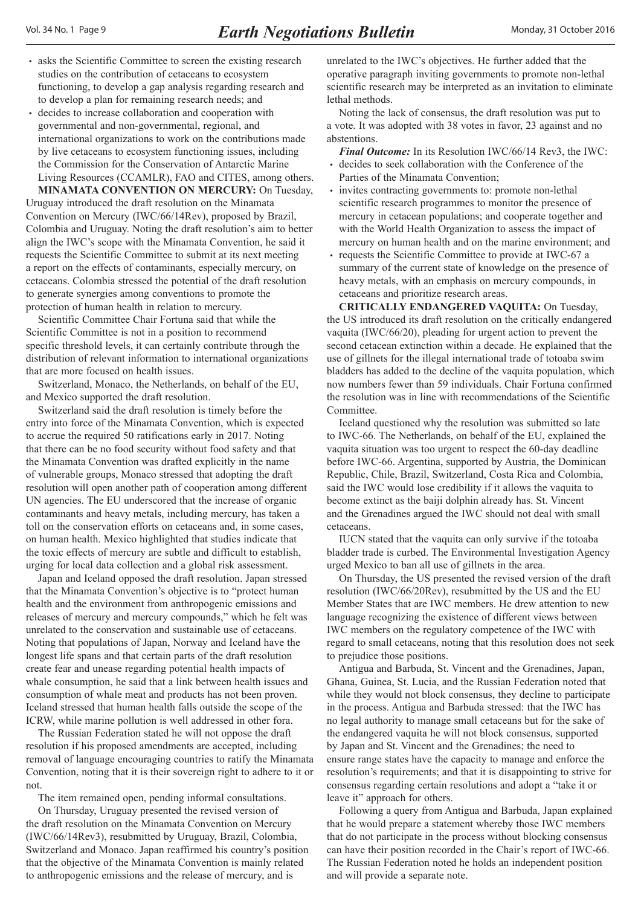- asks the Scientific Committee to screen the existing research studies on the contribution of cetaceans to ecosystem functioning, to develop a gap analysis regarding research and to develop a plan for remaining research needs; and
- decides to increase collaboration and cooperation with governmental and non-governmental, regional, and international organizations to work on the contributions made by live cetaceans to ecosystem functioning issues, including the Commission for the Conservation of Antarctic Marine Living Resources (CCAMLR), FAO and CITES, among others.

**MINAMATA CONVENTION ON MERCURY:** On Tuesday, Uruguay introduced the draft resolution on the Minamata Convention on Mercury (IWC/66/14Rev), proposed by Brazil, Colombia and Uruguay. Noting the draft resolution's aim to better align the IWC's scope with the Minamata Convention, he said it requests the Scientific Committee to submit at its next meeting a report on the effects of contaminants, especially mercury, on cetaceans. Colombia stressed the potential of the draft resolution to generate synergies among conventions to promote the protection of human health in relation to mercury.

Scientific Committee Chair Fortuna said that while the Scientific Committee is not in a position to recommend specific threshold levels, it can certainly contribute through the distribution of relevant information to international organizations that are more focused on health issues.

Switzerland, Monaco, the Netherlands, on behalf of the EU, and Mexico supported the draft resolution.

Switzerland said the draft resolution is timely before the entry into force of the Minamata Convention, which is expected to accrue the required 50 ratifications early in 2017. Noting that there can be no food security without food safety and that the Minamata Convention was drafted explicitly in the name of vulnerable groups, Monaco stressed that adopting the draft resolution will open another path of cooperation among different UN agencies. The EU underscored that the increase of organic contaminants and heavy metals, including mercury, has taken a toll on the conservation efforts on cetaceans and, in some cases, on human health. Mexico highlighted that studies indicate that the toxic effects of mercury are subtle and difficult to establish, urging for local data collection and a global risk assessment.

Japan and Iceland opposed the draft resolution. Japan stressed that the Minamata Convention's objective is to "protect human health and the environment from anthropogenic emissions and releases of mercury and mercury compounds," which he felt was unrelated to the conservation and sustainable use of cetaceans. Noting that populations of Japan, Norway and Iceland have the longest life spans and that certain parts of the draft resolution create fear and unease regarding potential health impacts of whale consumption, he said that a link between health issues and consumption of whale meat and products has not been proven. Iceland stressed that human health falls outside the scope of the ICRW, while marine pollution is well addressed in other fora.

The Russian Federation stated he will not oppose the draft resolution if his proposed amendments are accepted, including removal of language encouraging countries to ratify the Minamata Convention, noting that it is their sovereign right to adhere to it or not.

The item remained open, pending informal consultations.

On Thursday, Uruguay presented the revised version of the draft resolution on the Minamata Convention on Mercury (IWC/66/14Rev3), resubmitted by Uruguay, Brazil, Colombia, Switzerland and Monaco. Japan reaffirmed his country's position that the objective of the Minamata Convention is mainly related to anthropogenic emissions and the release of mercury, and is unrelated to the IWC's objectives. He further added that the operative paragraph inviting governments to promote non-lethal scientific research may be interpreted as an invitation to eliminate lethal methods.

Noting the lack of consensus, the draft resolution was put to a vote. It was adopted with 38 votes in favor, 23 against and no abstentions.

***Final Outcome:*** In its Resolution IWC/66/14 Rev3, the IWC:

- decides to seek collaboration with the Conference of the Parties of the Minamata Convention;
- invites contracting governments to: promote non-lethal scientific research programmes to monitor the presence of mercury in cetacean populations; and cooperate together and with the World Health Organization to assess the impact of mercury on human health and on the marine environment; and
- requests the Scientific Committee to provide at IWC-67 a summary of the current state of knowledge on the presence of heavy metals, with an emphasis on mercury compounds, in cetaceans and prioritize research areas.

**CRITICALLY ENDANGERED VAQUITA:** On Tuesday, the US introduced its draft resolution on the critically endangered vaquita (IWC/66/20), pleading for urgent action to prevent the second cetacean extinction within a decade. He explained that the use of gillnets for the illegal international trade of totoaba swim bladders has added to the decline of the vaquita population, which now numbers fewer than 59 individuals. Chair Fortuna confirmed the resolution was in line with recommendations of the Scientific Committee.

Iceland questioned why the resolution was submitted so late to IWC-66. The Netherlands, on behalf of the EU, explained the vaquita situation was too urgent to respect the 60-day deadline before IWC-66. Argentina, supported by Austria, the Dominican Republic, Chile, Brazil, Switzerland, Costa Rica and Colombia, said the IWC would lose credibility if it allows the vaquita to become extinct as the baiji dolphin already has. St. Vincent and the Grenadines argued the IWC should not deal with small cetaceans.

IUCN stated that the vaquita can only survive if the totoaba bladder trade is curbed. The Environmental Investigation Agency urged Mexico to ban all use of gillnets in the area.

On Thursday, the US presented the revised version of the draft resolution (IWC/66/20Rev), resubmitted by the US and the EU Member States that are IWC members. He drew attention to new language recognizing the existence of different views between IWC members on the regulatory competence of the IWC with regard to small cetaceans, noting that this resolution does not seek to prejudice those positions.

Antigua and Barbuda, St. Vincent and the Grenadines, Japan, Ghana, Guinea, St. Lucia, and the Russian Federation noted that while they would not block consensus, they decline to participate in the process. Antigua and Barbuda stressed: that the IWC has no legal authority to manage small cetaceans but for the sake of the endangered vaquita he will not block consensus, supported by Japan and St. Vincent and the Grenadines; the need to ensure range states have the capacity to manage and enforce the resolution's requirements; and that it is disappointing to strive for consensus regarding certain resolutions and adopt a "take it or leave it" approach for others.

Following a query from Antigua and Barbuda, Japan explained that he would prepare a statement whereby those IWC members that do not participate in the process without blocking consensus can have their position recorded in the Chair's report of IWC-66. The Russian Federation noted he holds an independent position and will provide a separate note.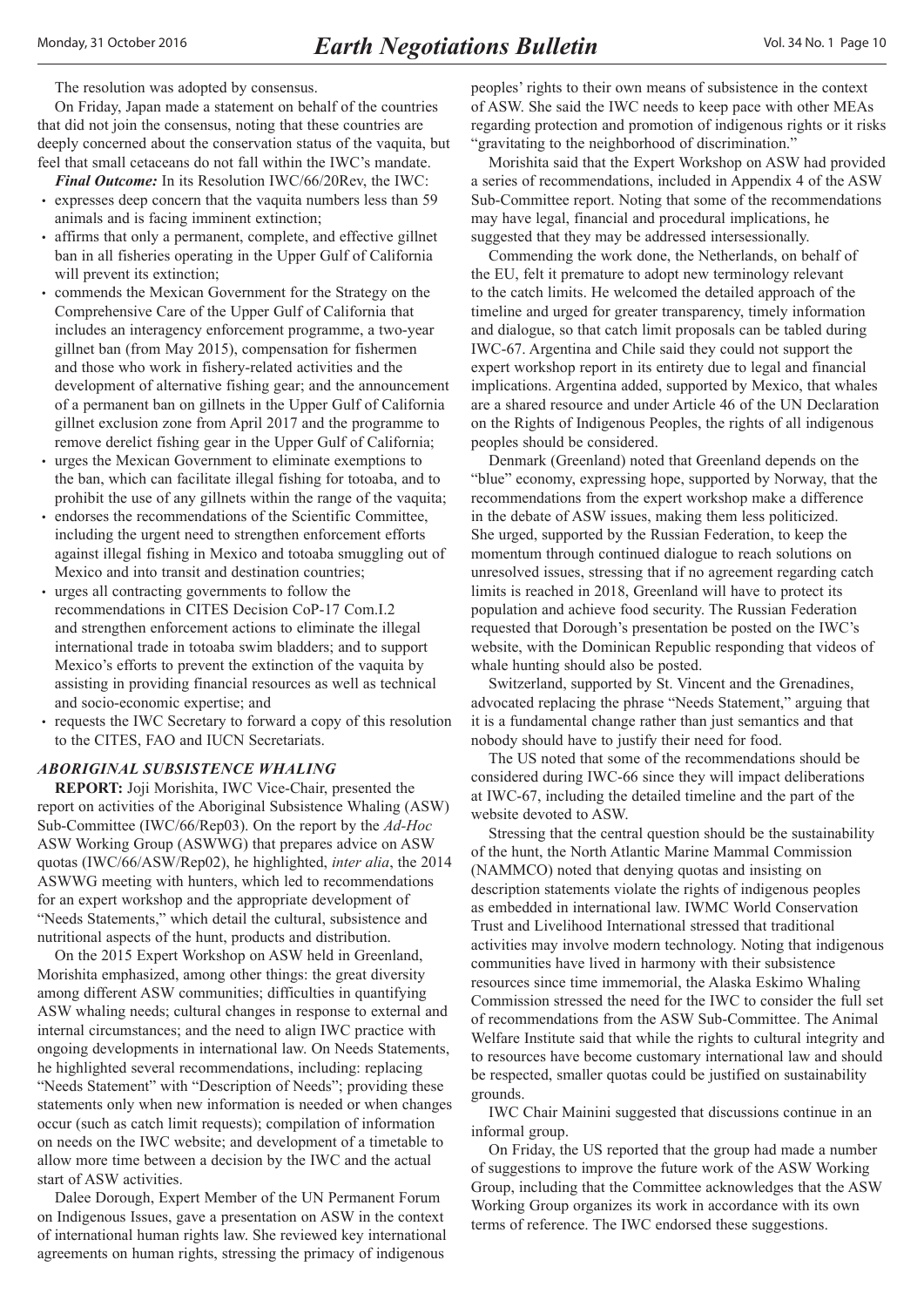The resolution was adopted by consensus.

On Friday, Japan made a statement on behalf of the countries that did not join the consensus, noting that these countries are deeply concerned about the conservation status of the vaquita, but feel that small cetaceans do not fall within the IWC's mandate.

***Final Outcome:*** In its Resolution IWC/66/20Rev, the IWC:

- expresses deep concern that the vaquita numbers less than 59 animals and is facing imminent extinction;
- affirms that only a permanent, complete, and effective gillnet ban in all fisheries operating in the Upper Gulf of California will prevent its extinction;
- commends the Mexican Government for the Strategy on the Comprehensive Care of the Upper Gulf of California that includes an interagency enforcement programme, a two-year gillnet ban (from May 2015), compensation for fishermen and those who work in fishery-related activities and the development of alternative fishing gear; and the announcement of a permanent ban on gillnets in the Upper Gulf of California gillnet exclusion zone from April 2017 and the programme to remove derelict fishing gear in the Upper Gulf of California;
- urges the Mexican Government to eliminate exemptions to the ban, which can facilitate illegal fishing for totoaba, and to prohibit the use of any gillnets within the range of the vaquita;
- endorses the recommendations of the Scientific Committee, including the urgent need to strengthen enforcement efforts against illegal fishing in Mexico and totoaba smuggling out of Mexico and into transit and destination countries;
- urges all contracting governments to follow the recommendations in CITES Decision CoP-17 Com.I.2 and strengthen enforcement actions to eliminate the illegal international trade in totoaba swim bladders; and to support Mexico's efforts to prevent the extinction of the vaquita by assisting in providing financial resources as well as technical and socio-economic expertise; and
- requests the IWC Secretary to forward a copy of this resolution to the CITES, FAO and IUCN Secretariats.

### *ABORIGINAL SUBSISTENCE WHALING*

**REPORT:** Joji Morishita, IWC Vice-Chair, presented the report on activities of the Aboriginal Subsistence Whaling (ASW) Sub-Committee (IWC/66/Rep03). On the report by the *Ad-Hoc* ASW Working Group (ASWWG) that prepares advice on ASW quotas (IWC/66/ASW/Rep02), he highlighted, *inter alia*, the 2014 ASWWG meeting with hunters, which led to recommendations for an expert workshop and the appropriate development of "Needs Statements," which detail the cultural, subsistence and nutritional aspects of the hunt, products and distribution.

On the 2015 Expert Workshop on ASW held in Greenland, Morishita emphasized, among other things: the great diversity among different ASW communities; difficulties in quantifying ASW whaling needs; cultural changes in response to external and internal circumstances; and the need to align IWC practice with ongoing developments in international law. On Needs Statements, he highlighted several recommendations, including: replacing "Needs Statement" with "Description of Needs"; providing these statements only when new information is needed or when changes occur (such as catch limit requests); compilation of information on needs on the IWC website; and development of a timetable to allow more time between a decision by the IWC and the actual start of ASW activities.

Dalee Dorough, Expert Member of the UN Permanent Forum on Indigenous Issues, gave a presentation on ASW in the context of international human rights law. She reviewed key international agreements on human rights, stressing the primacy of indigenous peoples' rights to their own means of subsistence in the context of ASW. She said the IWC needs to keep pace with other MEAs regarding protection and promotion of indigenous rights or it risks "gravitating to the neighborhood of discrimination."

Morishita said that the Expert Workshop on ASW had provided a series of recommendations, included in Appendix 4 of the ASW Sub-Committee report. Noting that some of the recommendations may have legal, financial and procedural implications, he suggested that they may be addressed intersessionally.

Commending the work done, the Netherlands, on behalf of the EU, felt it premature to adopt new terminology relevant to the catch limits. He welcomed the detailed approach of the timeline and urged for greater transparency, timely information and dialogue, so that catch limit proposals can be tabled during IWC-67. Argentina and Chile said they could not support the expert workshop report in its entirety due to legal and financial implications. Argentina added, supported by Mexico, that whales are a shared resource and under Article 46 of the UN Declaration on the Rights of Indigenous Peoples, the rights of all indigenous peoples should be considered.

Denmark (Greenland) noted that Greenland depends on the "blue" economy, expressing hope, supported by Norway, that the recommendations from the expert workshop make a difference in the debate of ASW issues, making them less politicized. She urged, supported by the Russian Federation, to keep the momentum through continued dialogue to reach solutions on unresolved issues, stressing that if no agreement regarding catch limits is reached in 2018, Greenland will have to protect its population and achieve food security. The Russian Federation requested that Dorough's presentation be posted on the IWC's website, with the Dominican Republic responding that videos of whale hunting should also be posted.

Switzerland, supported by St. Vincent and the Grenadines, advocated replacing the phrase "Needs Statement," arguing that it is a fundamental change rather than just semantics and that nobody should have to justify their need for food.

The US noted that some of the recommendations should be considered during IWC-66 since they will impact deliberations at IWC-67, including the detailed timeline and the part of the website devoted to ASW.

Stressing that the central question should be the sustainability of the hunt, the North Atlantic Marine Mammal Commission (NAMMCO) noted that denying quotas and insisting on description statements violate the rights of indigenous peoples as embedded in international law. IWMC World Conservation Trust and Livelihood International stressed that traditional activities may involve modern technology. Noting that indigenous communities have lived in harmony with their subsistence resources since time immemorial, the Alaska Eskimo Whaling Commission stressed the need for the IWC to consider the full set of recommendations from the ASW Sub-Committee. The Animal Welfare Institute said that while the rights to cultural integrity and to resources have become customary international law and should be respected, smaller quotas could be justified on sustainability grounds.

IWC Chair Mainini suggested that discussions continue in an informal group.

On Friday, the US reported that the group had made a number of suggestions to improve the future work of the ASW Working Group, including that the Committee acknowledges that the ASW Working Group organizes its work in accordance with its own terms of reference. The IWC endorsed these suggestions.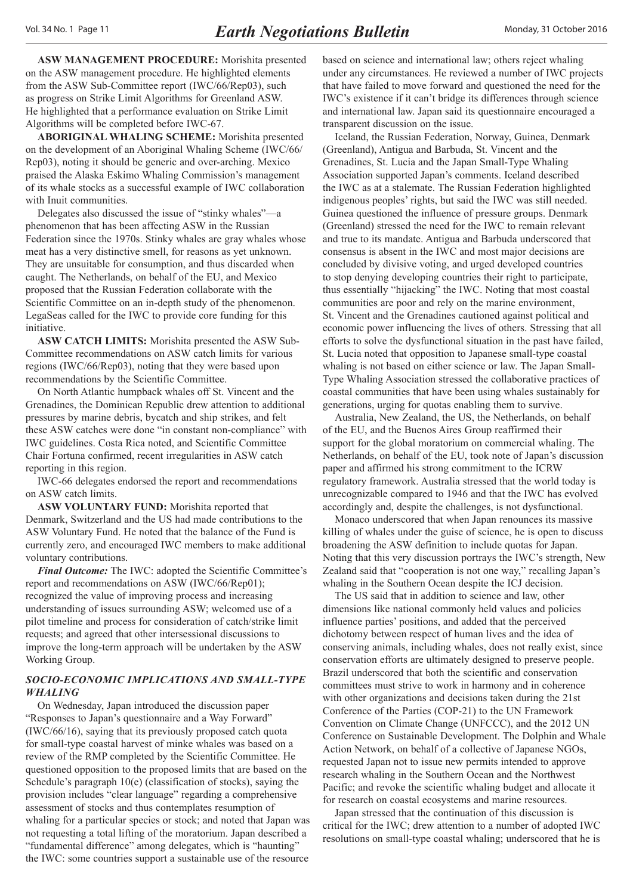**ASW MANAGEMENT PROCEDURE:** Morishita presented on the ASW management procedure. He highlighted elements from the ASW Sub-Committee report (IWC/66/Rep03), such as progress on Strike Limit Algorithms for Greenland ASW. He highlighted that a performance evaluation on Strike Limit Algorithms will be completed before IWC-67.

**ABORIGINAL WHALING SCHEME:** Morishita presented on the development of an Aboriginal Whaling Scheme (IWC/66/Rep03), noting it should be generic and over-arching. Mexico praised the Alaska Eskimo Whaling Commission's management of its whale stocks as a successful example of IWC collaboration with Inuit communities.

Delegates also discussed the issue of "stinky whales"—a phenomenon that has been affecting ASW in the Russian Federation since the 1970s. Stinky whales are gray whales whose meat has a very distinctive smell, for reasons as yet unknown. They are unsuitable for consumption, and thus discarded when caught. The Netherlands, on behalf of the EU, and Mexico proposed that the Russian Federation collaborate with the Scientific Committee on an in-depth study of the phenomenon. LegaSeas called for the IWC to provide core funding for this initiative.

**ASW CATCH LIMITS:** Morishita presented the ASW Sub-Committee recommendations on ASW catch limits for various regions (IWC/66/Rep03), noting that they were based upon recommendations by the Scientific Committee.

On North Atlantic humpback whales off St. Vincent and the Grenadines, the Dominican Republic drew attention to additional pressures by marine debris, bycatch and ship strikes, and felt these ASW catches were done "in constant non-compliance" with IWC guidelines. Costa Rica noted, and Scientific Committee Chair Fortuna confirmed, recent irregularities in ASW catch reporting in this region.

IWC-66 delegates endorsed the report and recommendations on ASW catch limits.

**ASW VOLUNTARY FUND:** Morishita reported that Denmark, Switzerland and the US had made contributions to the ASW Voluntary Fund. He noted that the balance of the Fund is currently zero, and encouraged IWC members to make additional voluntary contributions.

***Final Outcome:*** The IWC: adopted the Scientific Committee's report and recommendations on ASW (IWC/66/Rep01); recognized the value of improving process and increasing understanding of issues surrounding ASW; welcomed use of a pilot timeline and process for consideration of catch/strike limit requests; and agreed that other intersessional discussions to improve the long-term approach will be undertaken by the ASW Working Group.

### *SOCIO-ECONOMIC IMPLICATIONS AND SMALL-TYPE WHALING*

On Wednesday, Japan introduced the discussion paper "Responses to Japan's questionnaire and a Way Forward" (IWC/66/16), saying that its previously proposed catch quota for small-type coastal harvest of minke whales was based on a review of the RMP completed by the Scientific Committee. He questioned opposition to the proposed limits that are based on the Schedule's paragraph 10(e) (classification of stocks), saying the provision includes "clear language" regarding a comprehensive assessment of stocks and thus contemplates resumption of whaling for a particular species or stock; and noted that Japan was not requesting a total lifting of the moratorium. Japan described a "fundamental difference" among delegates, which is "haunting" the IWC: some countries support a sustainable use of the resource based on science and international law; others reject whaling under any circumstances. He reviewed a number of IWC projects that have failed to move forward and questioned the need for the IWC's existence if it can't bridge its differences through science and international law. Japan said its questionnaire encouraged a transparent discussion on the issue.

Iceland, the Russian Federation, Norway, Guinea, Denmark (Greenland), Antigua and Barbuda, St. Vincent and the Grenadines, St. Lucia and the Japan Small-Type Whaling Association supported Japan's comments. Iceland described the IWC as at a stalemate. The Russian Federation highlighted indigenous peoples' rights, but said the IWC was still needed. Guinea questioned the influence of pressure groups. Denmark (Greenland) stressed the need for the IWC to remain relevant and true to its mandate. Antigua and Barbuda underscored that consensus is absent in the IWC and most major decisions are concluded by divisive voting, and urged developed countries to stop denying developing countries their right to participate, thus essentially "hijacking" the IWC. Noting that most coastal communities are poor and rely on the marine environment, St. Vincent and the Grenadines cautioned against political and economic power influencing the lives of others. Stressing that all efforts to solve the dysfunctional situation in the past have failed, St. Lucia noted that opposition to Japanese small-type coastal whaling is not based on either science or law. The Japan Small-Type Whaling Association stressed the collaborative practices of coastal communities that have been using whales sustainably for generations, urging for quotas enabling them to survive.

Australia, New Zealand, the US, the Netherlands, on behalf of the EU, and the Buenos Aires Group reaffirmed their support for the global moratorium on commercial whaling. The Netherlands, on behalf of the EU, took note of Japan's discussion paper and affirmed his strong commitment to the ICRW regulatory framework. Australia stressed that the world today is unrecognizable compared to 1946 and that the IWC has evolved accordingly and, despite the challenges, is not dysfunctional.

Monaco underscored that when Japan renounces its massive killing of whales under the guise of science, he is open to discuss broadening the ASW definition to include quotas for Japan. Noting that this very discussion portrays the IWC's strength, New Zealand said that "cooperation is not one way," recalling Japan's whaling in the Southern Ocean despite the ICJ decision.

The US said that in addition to science and law, other dimensions like national commonly held values and policies influence parties' positions, and added that the perceived dichotomy between respect of human lives and the idea of conserving animals, including whales, does not really exist, since conservation efforts are ultimately designed to preserve people. Brazil underscored that both the scientific and conservation committees must strive to work in harmony and in coherence with other organizations and decisions taken during the 21st Conference of the Parties (COP-21) to the UN Framework Convention on Climate Change (UNFCCC), and the 2012 UN Conference on Sustainable Development. The Dolphin and Whale Action Network, on behalf of a collective of Japanese NGOs, requested Japan not to issue new permits intended to approve research whaling in the Southern Ocean and the Northwest Pacific; and revoke the scientific whaling budget and allocate it for research on coastal ecosystems and marine resources.

Japan stressed that the continuation of this discussion is critical for the IWC; drew attention to a number of adopted IWC resolutions on small-type coastal whaling; underscored that he is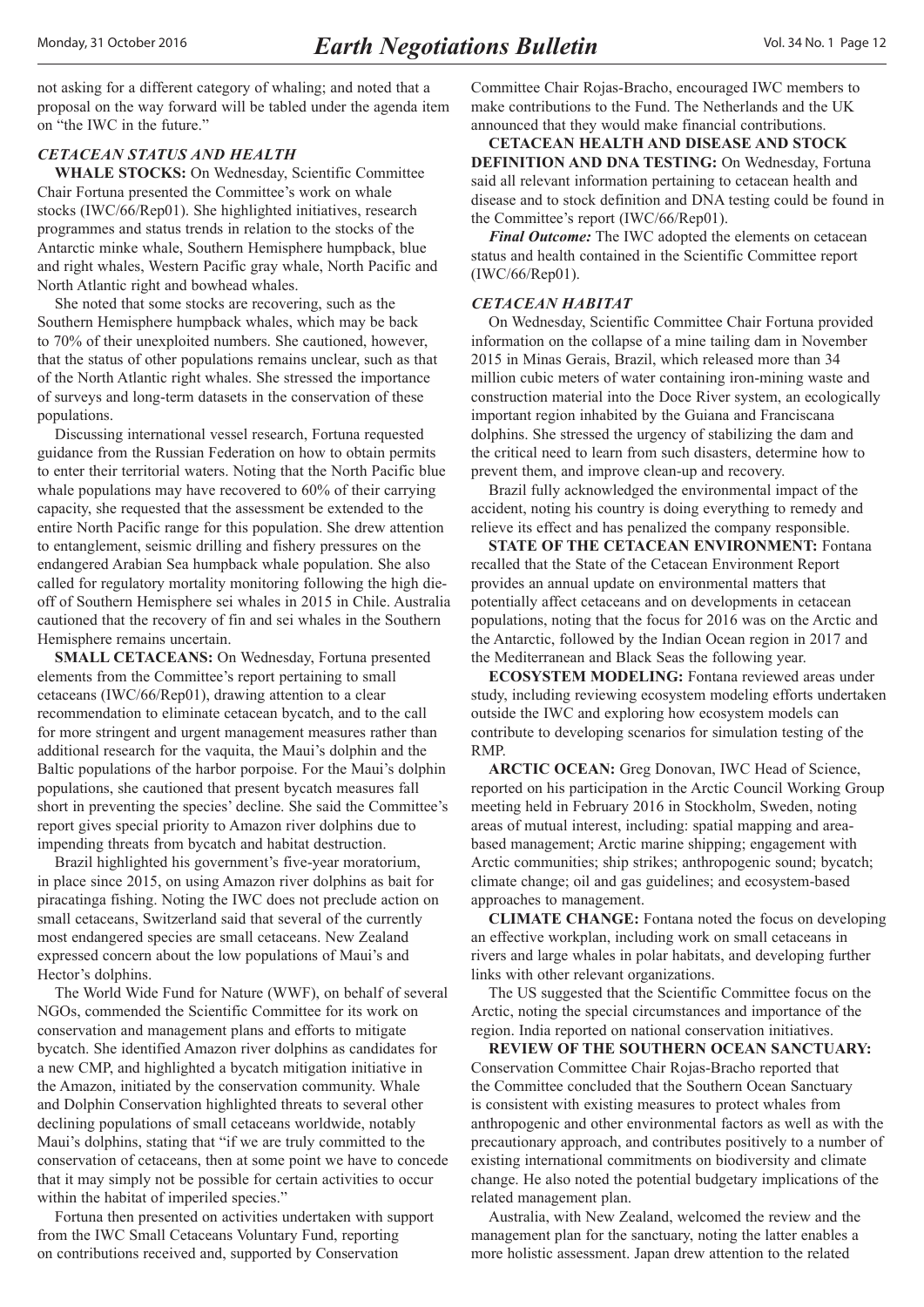not asking for a different category of whaling; and noted that a proposal on the way forward will be tabled under the agenda item on "the IWC in the future."

### *CETACEAN STATUS AND HEALTH*

**WHALE STOCKS:** On Wednesday, Scientific Committee Chair Fortuna presented the Committee's work on whale stocks (IWC/66/Rep01). She highlighted initiatives, research programmes and status trends in relation to the stocks of the Antarctic minke whale, Southern Hemisphere humpback, blue and right whales, Western Pacific gray whale, North Pacific and North Atlantic right and bowhead whales.

She noted that some stocks are recovering, such as the Southern Hemisphere humpback whales, which may be back to 70% of their unexploited numbers. She cautioned, however, that the status of other populations remains unclear, such as that of the North Atlantic right whales. She stressed the importance of surveys and long-term datasets in the conservation of these populations.

Discussing international vessel research, Fortuna requested guidance from the Russian Federation on how to obtain permits to enter their territorial waters. Noting that the North Pacific blue whale populations may have recovered to 60% of their carrying capacity, she requested that the assessment be extended to the entire North Pacific range for this population. She drew attention to entanglement, seismic drilling and fishery pressures on the endangered Arabian Sea humpback whale population. She also called for regulatory mortality monitoring following the high die-off of Southern Hemisphere sei whales in 2015 in Chile. Australia cautioned that the recovery of fin and sei whales in the Southern Hemisphere remains uncertain.

**SMALL CETACEANS:** On Wednesday, Fortuna presented elements from the Committee's report pertaining to small cetaceans (IWC/66/Rep01), drawing attention to a clear recommendation to eliminate cetacean bycatch, and to the call for more stringent and urgent management measures rather than additional research for the vaquita, the Maui's dolphin and the Baltic populations of the harbor porpoise. For the Maui's dolphin populations, she cautioned that present bycatch measures fall short in preventing the species' decline. She said the Committee's report gives special priority to Amazon river dolphins due to impending threats from bycatch and habitat destruction.

Brazil highlighted his government's five-year moratorium, in place since 2015, on using Amazon river dolphins as bait for piracatinga fishing. Noting the IWC does not preclude action on small cetaceans, Switzerland said that several of the currently most endangered species are small cetaceans. New Zealand expressed concern about the low populations of Maui's and Hector's dolphins.

The World Wide Fund for Nature (WWF), on behalf of several NGOs, commended the Scientific Committee for its work on conservation and management plans and efforts to mitigate bycatch. She identified Amazon river dolphins as candidates for a new CMP, and highlighted a bycatch mitigation initiative in the Amazon, initiated by the conservation community. Whale and Dolphin Conservation highlighted threats to several other declining populations of small cetaceans worldwide, notably Maui's dolphins, stating that "if we are truly committed to the conservation of cetaceans, then at some point we have to concede that it may simply not be possible for certain activities to occur within the habitat of imperiled species."

Fortuna then presented on activities undertaken with support from the IWC Small Cetaceans Voluntary Fund, reporting on contributions received and, supported by Conservation Committee Chair Rojas-Bracho, encouraged IWC members to make contributions to the Fund. The Netherlands and the UK announced that they would make financial contributions.

**CETACEAN HEALTH AND DISEASE AND STOCK DEFINITION AND DNA TESTING:** On Wednesday, Fortuna said all relevant information pertaining to cetacean health and disease and to stock definition and DNA testing could be found in the Committee's report (IWC/66/Rep01).

***Final Outcome:*** The IWC adopted the elements on cetacean status and health contained in the Scientific Committee report (IWC/66/Rep01).

### *CETACEAN HABITAT*

On Wednesday, Scientific Committee Chair Fortuna provided information on the collapse of a mine tailing dam in November 2015 in Minas Gerais, Brazil, which released more than 34 million cubic meters of water containing iron-mining waste and construction material into the Doce River system, an ecologically important region inhabited by the Guiana and Franciscana dolphins. She stressed the urgency of stabilizing the dam and the critical need to learn from such disasters, determine how to prevent them, and improve clean-up and recovery.

Brazil fully acknowledged the environmental impact of the accident, noting his country is doing everything to remedy and relieve its effect and has penalized the company responsible.

**STATE OF THE CETACEAN ENVIRONMENT:** Fontana recalled that the State of the Cetacean Environment Report provides an annual update on environmental matters that potentially affect cetaceans and on developments in cetacean populations, noting that the focus for 2016 was on the Arctic and the Antarctic, followed by the Indian Ocean region in 2017 and the Mediterranean and Black Seas the following year.

**ECOSYSTEM MODELING:** Fontana reviewed areas under study, including reviewing ecosystem modeling efforts undertaken outside the IWC and exploring how ecosystem models can contribute to developing scenarios for simulation testing of the RMP.

**ARCTIC OCEAN:** Greg Donovan, IWC Head of Science, reported on his participation in the Arctic Council Working Group meeting held in February 2016 in Stockholm, Sweden, noting areas of mutual interest, including: spatial mapping and area-based management; Arctic marine shipping; engagement with Arctic communities; ship strikes; anthropogenic sound; bycatch; climate change; oil and gas guidelines; and ecosystem-based approaches to management.

**CLIMATE CHANGE:** Fontana noted the focus on developing an effective workplan, including work on small cetaceans in rivers and large whales in polar habitats, and developing further links with other relevant organizations.

The US suggested that the Scientific Committee focus on the Arctic, noting the special circumstances and importance of the region. India reported on national conservation initiatives.

**REVIEW OF THE SOUTHERN OCEAN SANCTUARY:** Conservation Committee Chair Rojas-Bracho reported that the Committee concluded that the Southern Ocean Sanctuary is consistent with existing measures to protect whales from anthropogenic and other environmental factors as well as with the precautionary approach, and contributes positively to a number of existing international commitments on biodiversity and climate change. He also noted the potential budgetary implications of the related management plan.

Australia, with New Zealand, welcomed the review and the management plan for the sanctuary, noting the latter enables a more holistic assessment. Japan drew attention to the related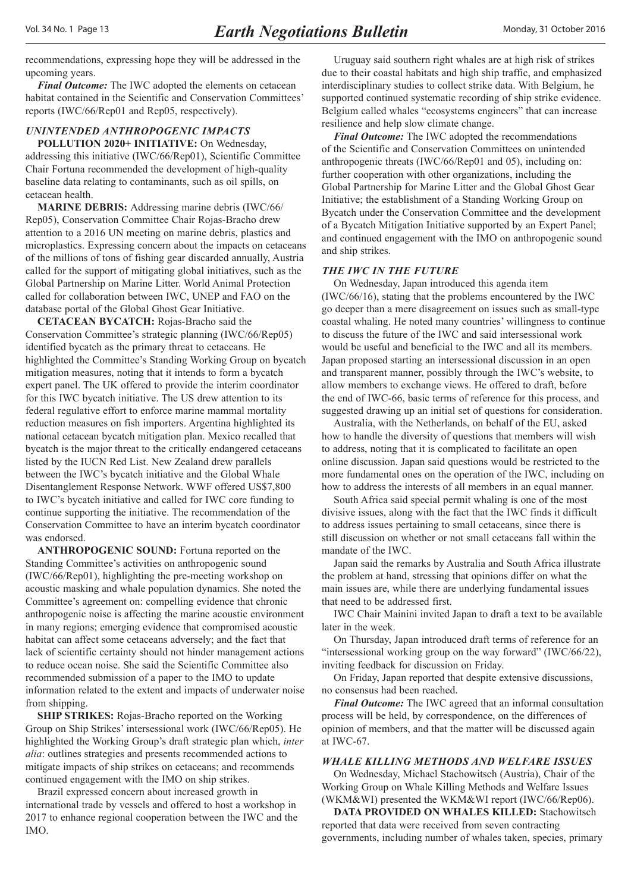recommendations, expressing hope they will be addressed in the upcoming years.

***Final Outcome:*** The IWC adopted the elements on cetacean habitat contained in the Scientific and Conservation Committees' reports (IWC/66/Rep01 and Rep05, respectively).

### *UNINTENDED ANTHROPOGENIC IMPACTS*

**POLLUTION 2020+ INITIATIVE:** On Wednesday, addressing this initiative (IWC/66/Rep01), Scientific Committee Chair Fortuna recommended the development of high-quality baseline data relating to contaminants, such as oil spills, on cetacean health.

**MARINE DEBRIS:** Addressing marine debris (IWC/66/Rep05), Conservation Committee Chair Rojas-Bracho drew attention to a 2016 UN meeting on marine debris, plastics and microplastics. Expressing concern about the impacts on cetaceans of the millions of tons of fishing gear discarded annually, Austria called for the support of mitigating global initiatives, such as the Global Partnership on Marine Litter. World Animal Protection called for collaboration between IWC, UNEP and FAO on the database portal of the Global Ghost Gear Initiative.

**CETACEAN BYCATCH:** Rojas-Bracho said the Conservation Committee's strategic planning (IWC/66/Rep05) identified bycatch as the primary threat to cetaceans. He highlighted the Committee's Standing Working Group on bycatch mitigation measures, noting that it intends to form a bycatch expert panel. The UK offered to provide the interim coordinator for this IWC bycatch initiative. The US drew attention to its federal regulative effort to enforce marine mammal mortality reduction measures on fish importers. Argentina highlighted its national cetacean bycatch mitigation plan. Mexico recalled that bycatch is the major threat to the critically endangered cetaceans listed by the IUCN Red List. New Zealand drew parallels between the IWC's bycatch initiative and the Global Whale Disentanglement Response Network. WWF offered US$7,800 to IWC's bycatch initiative and called for IWC core funding to continue supporting the initiative. The recommendation of the Conservation Committee to have an interim bycatch coordinator was endorsed.

**ANTHROPOGENIC SOUND:** Fortuna reported on the Standing Committee's activities on anthropogenic sound (IWC/66/Rep01), highlighting the pre-meeting workshop on acoustic masking and whale population dynamics. She noted the Committee's agreement on: compelling evidence that chronic anthropogenic noise is affecting the marine acoustic environment in many regions; emerging evidence that compromised acoustic habitat can affect some cetaceans adversely; and the fact that lack of scientific certainty should not hinder management actions to reduce ocean noise. She said the Scientific Committee also recommended submission of a paper to the IMO to update information related to the extent and impacts of underwater noise from shipping.

**SHIP STRIKES:** Rojas-Bracho reported on the Working Group on Ship Strikes' intersessional work (IWC/66/Rep05). He highlighted the Working Group's draft strategic plan which, *inter alia*: outlines strategies and presents recommended actions to mitigate impacts of ship strikes on cetaceans; and recommends continued engagement with the IMO on ship strikes.

Brazil expressed concern about increased growth in international trade by vessels and offered to host a workshop in 2017 to enhance regional cooperation between the IWC and the IMO.

Uruguay said southern right whales are at high risk of strikes due to their coastal habitats and high ship traffic, and emphasized interdisciplinary studies to collect strike data. With Belgium, he supported continued systematic recording of ship strike evidence. Belgium called whales "ecosystems engineers" that can increase resilience and help slow climate change.

***Final Outcome:*** The IWC adopted the recommendations of the Scientific and Conservation Committees on unintended anthropogenic threats (IWC/66/Rep01 and 05), including on: further cooperation with other organizations, including the Global Partnership for Marine Litter and the Global Ghost Gear Initiative; the establishment of a Standing Working Group on Bycatch under the Conservation Committee and the development of a Bycatch Mitigation Initiative supported by an Expert Panel; and continued engagement with the IMO on anthropogenic sound and ship strikes.

### *THE IWC IN THE FUTURE*

On Wednesday, Japan introduced this agenda item (IWC/66/16), stating that the problems encountered by the IWC go deeper than a mere disagreement on issues such as small-type coastal whaling. He noted many countries' willingness to continue to discuss the future of the IWC and said intersessional work would be useful and beneficial to the IWC and all its members. Japan proposed starting an intersessional discussion in an open and transparent manner, possibly through the IWC's website, to allow members to exchange views. He offered to draft, before the end of IWC-66, basic terms of reference for this process, and suggested drawing up an initial set of questions for consideration.

Australia, with the Netherlands, on behalf of the EU, asked how to handle the diversity of questions that members will wish to address, noting that it is complicated to facilitate an open online discussion. Japan said questions would be restricted to the more fundamental ones on the operation of the IWC, including on how to address the interests of all members in an equal manner.

South Africa said special permit whaling is one of the most divisive issues, along with the fact that the IWC finds it difficult to address issues pertaining to small cetaceans, since there is still discussion on whether or not small cetaceans fall within the mandate of the IWC.

Japan said the remarks by Australia and South Africa illustrate the problem at hand, stressing that opinions differ on what the main issues are, while there are underlying fundamental issues that need to be addressed first.

IWC Chair Mainini invited Japan to draft a text to be available later in the week.

On Thursday, Japan introduced draft terms of reference for an "intersessional working group on the way forward" (IWC/66/22), inviting feedback for discussion on Friday.

On Friday, Japan reported that despite extensive discussions, no consensus had been reached.

***Final Outcome:*** The IWC agreed that an informal consultation process will be held, by correspondence, on the differences of opinion of members, and that the matter will be discussed again at IWC-67.

### *WHALE KILLING METHODS AND WELFARE ISSUES*

On Wednesday, Michael Stachowitsch (Austria), Chair of the Working Group on Whale Killing Methods and Welfare Issues (WKM&WI) presented the WKM&WI report (IWC/66/Rep06).

**DATA PROVIDED ON WHALES KILLED:** Stachowitsch reported that data were received from seven contracting governments, including number of whales taken, species, primary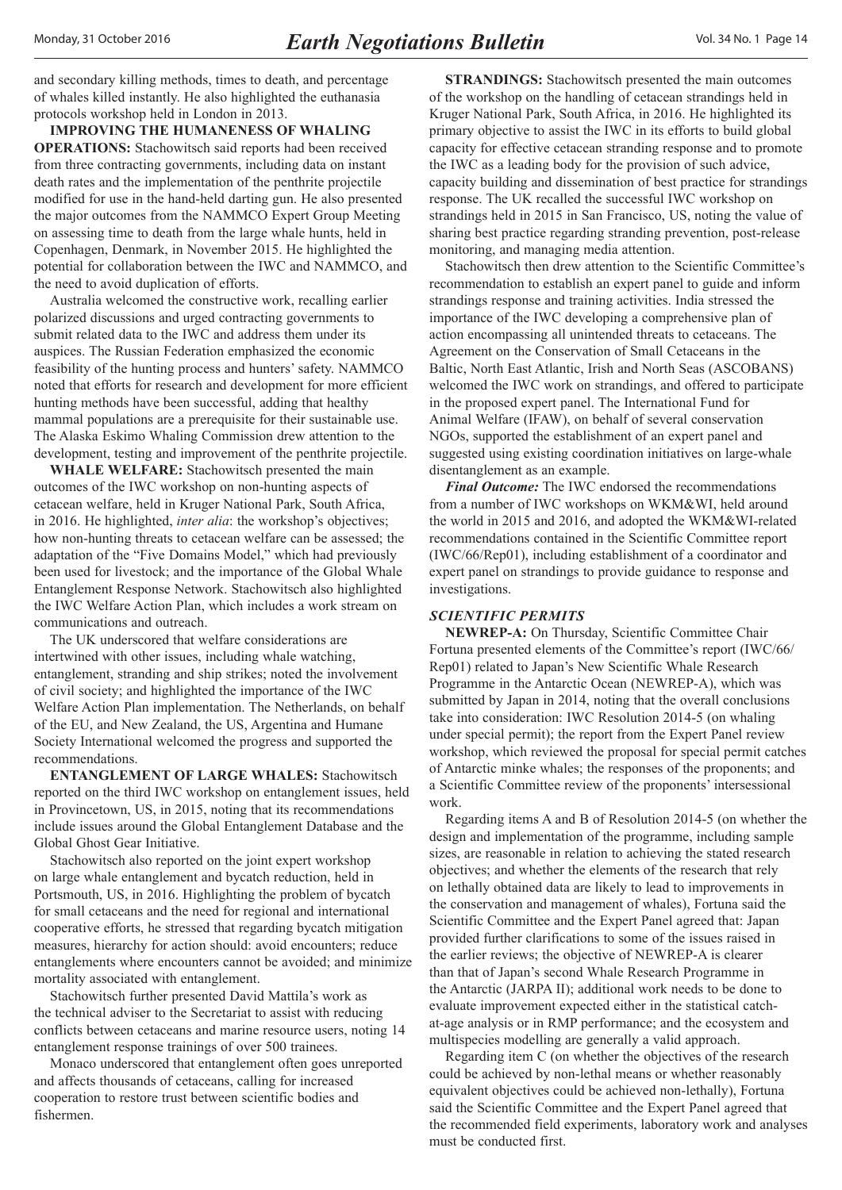and secondary killing methods, times to death, and percentage of whales killed instantly. He also highlighted the euthanasia protocols workshop held in London in 2013.

**IMPROVING THE HUMANENESS OF WHALING OPERATIONS:** Stachowitsch said reports had been received from three contracting governments, including data on instant death rates and the implementation of the penthrite projectile modified for use in the hand-held darting gun. He also presented the major outcomes from the NAMMCO Expert Group Meeting on assessing time to death from the large whale hunts, held in Copenhagen, Denmark, in November 2015. He highlighted the potential for collaboration between the IWC and NAMMCO, and the need to avoid duplication of efforts.

Australia welcomed the constructive work, recalling earlier polarized discussions and urged contracting governments to submit related data to the IWC and address them under its auspices. The Russian Federation emphasized the economic feasibility of the hunting process and hunters' safety. NAMMCO noted that efforts for research and development for more efficient hunting methods have been successful, adding that healthy mammal populations are a prerequisite for their sustainable use. The Alaska Eskimo Whaling Commission drew attention to the development, testing and improvement of the penthrite projectile.

**WHALE WELFARE:** Stachowitsch presented the main outcomes of the IWC workshop on non-hunting aspects of cetacean welfare, held in Kruger National Park, South Africa, in 2016. He highlighted, *inter alia*: the workshop's objectives; how non-hunting threats to cetacean welfare can be assessed; the adaptation of the "Five Domains Model," which had previously been used for livestock; and the importance of the Global Whale Entanglement Response Network. Stachowitsch also highlighted the IWC Welfare Action Plan, which includes a work stream on communications and outreach.

The UK underscored that welfare considerations are intertwined with other issues, including whale watching, entanglement, stranding and ship strikes; noted the involvement of civil society; and highlighted the importance of the IWC Welfare Action Plan implementation. The Netherlands, on behalf of the EU, and New Zealand, the US, Argentina and Humane Society International welcomed the progress and supported the recommendations.

**ENTANGLEMENT OF LARGE WHALES:** Stachowitsch reported on the third IWC workshop on entanglement issues, held in Provincetown, US, in 2015, noting that its recommendations include issues around the Global Entanglement Database and the Global Ghost Gear Initiative.

Stachowitsch also reported on the joint expert workshop on large whale entanglement and bycatch reduction, held in Portsmouth, US, in 2016. Highlighting the problem of bycatch for small cetaceans and the need for regional and international cooperative efforts, he stressed that regarding bycatch mitigation measures, hierarchy for action should: avoid encounters; reduce entanglements where encounters cannot be avoided; and minimize mortality associated with entanglement.

Stachowitsch further presented David Mattila's work as the technical adviser to the Secretariat to assist with reducing conflicts between cetaceans and marine resource users, noting 14 entanglement response trainings of over 500 trainees.

Monaco underscored that entanglement often goes unreported and affects thousands of cetaceans, calling for increased cooperation to restore trust between scientific bodies and fishermen.

**STRANDINGS:** Stachowitsch presented the main outcomes of the workshop on the handling of cetacean strandings held in Kruger National Park, South Africa, in 2016. He highlighted its primary objective to assist the IWC in its efforts to build global capacity for effective cetacean stranding response and to promote the IWC as a leading body for the provision of such advice, capacity building and dissemination of best practice for strandings response. The UK recalled the successful IWC workshop on strandings held in 2015 in San Francisco, US, noting the value of sharing best practice regarding stranding prevention, post-release monitoring, and managing media attention.

Stachowitsch then drew attention to the Scientific Committee's recommendation to establish an expert panel to guide and inform strandings response and training activities. India stressed the importance of the IWC developing a comprehensive plan of action encompassing all unintended threats to cetaceans. The Agreement on the Conservation of Small Cetaceans in the Baltic, North East Atlantic, Irish and North Seas (ASCOBANS) welcomed the IWC work on strandings, and offered to participate in the proposed expert panel. The International Fund for Animal Welfare (IFAW), on behalf of several conservation NGOs, supported the establishment of an expert panel and suggested using existing coordination initiatives on large-whale disentanglement as an example.

***Final Outcome:*** The IWC endorsed the recommendations from a number of IWC workshops on WKM&WI, held around the world in 2015 and 2016, and adopted the WKM&WI-related recommendations contained in the Scientific Committee report (IWC/66/Rep01), including establishment of a coordinator and expert panel on strandings to provide guidance to response and investigations.

### *SCIENTIFIC PERMITS*

**NEWREP-A:** On Thursday, Scientific Committee Chair Fortuna presented elements of the Committee's report (IWC/66/Rep01) related to Japan's New Scientific Whale Research Programme in the Antarctic Ocean (NEWREP-A), which was submitted by Japan in 2014, noting that the overall conclusions take into consideration: IWC Resolution 2014-5 (on whaling under special permit); the report from the Expert Panel review workshop, which reviewed the proposal for special permit catches of Antarctic minke whales; the responses of the proponents; and a Scientific Committee review of the proponents' intersessional work.

Regarding items A and B of Resolution 2014-5 (on whether the design and implementation of the programme, including sample sizes, are reasonable in relation to achieving the stated research objectives; and whether the elements of the research that rely on lethally obtained data are likely to lead to improvements in the conservation and management of whales), Fortuna said the Scientific Committee and the Expert Panel agreed that: Japan provided further clarifications to some of the issues raised in the earlier reviews; the objective of NEWREP-A is clearer than that of Japan's second Whale Research Programme in the Antarctic (JARPA II); additional work needs to be done to evaluate improvement expected either in the statistical catch-at-age analysis or in RMP performance; and the ecosystem and multispecies modelling are generally a valid approach.

Regarding item C (on whether the objectives of the research could be achieved by non-lethal means or whether reasonably equivalent objectives could be achieved non-lethally), Fortuna said the Scientific Committee and the Expert Panel agreed that the recommended field experiments, laboratory work and analyses must be conducted first.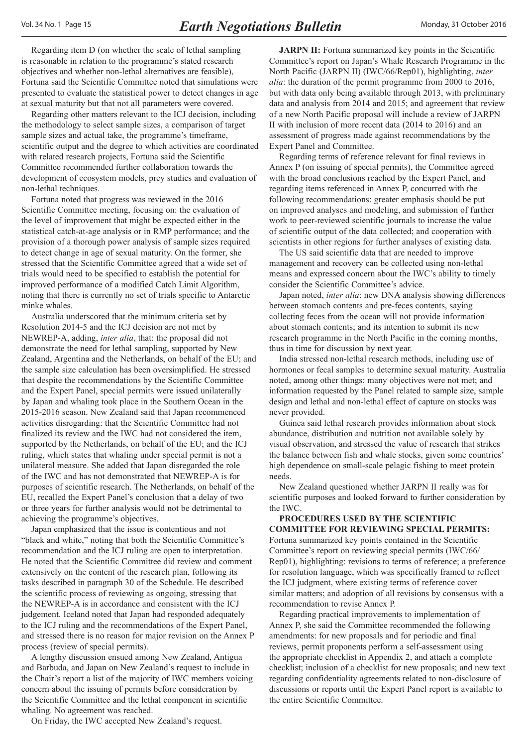Regarding item D (on whether the scale of lethal sampling is reasonable in relation to the programme's stated research objectives and whether non-lethal alternatives are feasible), Fortuna said the Scientific Committee noted that simulations were presented to evaluate the statistical power to detect changes in age at sexual maturity but that not all parameters were covered.

Regarding other matters relevant to the ICJ decision, including the methodology to select sample sizes, a comparison of target sample sizes and actual take, the programme's timeframe, scientific output and the degree to which activities are coordinated with related research projects, Fortuna said the Scientific Committee recommended further collaboration towards the development of ecosystem models, prey studies and evaluation of non-lethal techniques.

Fortuna noted that progress was reviewed in the 2016 Scientific Committee meeting, focusing on: the evaluation of the level of improvement that might be expected either in the statistical catch-at-age analysis or in RMP performance; and the provision of a thorough power analysis of sample sizes required to detect change in age of sexual maturity. On the former, she stressed that the Scientific Committee agreed that a wide set of trials would need to be specified to establish the potential for improved performance of a modified Catch Limit Algorithm, noting that there is currently no set of trials specific to Antarctic minke whales.

Australia underscored that the minimum criteria set by Resolution 2014-5 and the ICJ decision are not met by NEWREP-A, adding, *inter alia*, that: the proposal did not demonstrate the need for lethal sampling, supported by New Zealand, Argentina and the Netherlands, on behalf of the EU; and the sample size calculation has been oversimplified. He stressed that despite the recommendations by the Scientific Committee and the Expert Panel, special permits were issued unilaterally by Japan and whaling took place in the Southern Ocean in the 2015-2016 season. New Zealand said that Japan recommenced activities disregarding: that the Scientific Committee had not finalized its review and the IWC had not considered the item, supported by the Netherlands, on behalf of the EU; and the ICJ ruling, which states that whaling under special permit is not a unilateral measure. She added that Japan disregarded the role of the IWC and has not demonstrated that NEWREP-A is for purposes of scientific research. The Netherlands, on behalf of the EU, recalled the Expert Panel's conclusion that a delay of two or three years for further analysis would not be detrimental to achieving the programme's objectives.

Japan emphasized that the issue is contentious and not "black and white," noting that both the Scientific Committee's recommendation and the ICJ ruling are open to interpretation. He noted that the Scientific Committee did review and comment extensively on the content of the research plan, following its tasks described in paragraph 30 of the Schedule. He described the scientific process of reviewing as ongoing, stressing that the NEWREP-A is in accordance and consistent with the ICJ judgement. Iceland noted that Japan had responded adequately to the ICJ ruling and the recommendations of the Expert Panel, and stressed there is no reason for major revision on the Annex P process (review of special permits).

A lengthy discussion ensued among New Zealand, Antigua and Barbuda, and Japan on New Zealand's request to include in the Chair's report a list of the majority of IWC members voicing concern about the issuing of permits before consideration by the Scientific Committee and the lethal component in scientific whaling. No agreement was reached.

On Friday, the IWC accepted New Zealand's request.

**JARPN II:** Fortuna summarized key points in the Scientific Committee's report on Japan's Whale Research Programme in the North Pacific (JARPN II) (IWC/66/Rep01), highlighting, *inter alia*: the duration of the permit programme from 2000 to 2016, but with data only being available through 2013, with preliminary data and analysis from 2014 and 2015; and agreement that review of a new North Pacific proposal will include a review of JARPN II with inclusion of more recent data (2014 to 2016) and an assessment of progress made against recommendations by the Expert Panel and Committee.

Regarding terms of reference relevant for final reviews in Annex P (on issuing of special permits), the Committee agreed with the broad conclusions reached by the Expert Panel, and regarding items referenced in Annex P, concurred with the following recommendations: greater emphasis should be put on improved analyses and modeling, and submission of further work to peer-reviewed scientific journals to increase the value of scientific output of the data collected; and cooperation with scientists in other regions for further analyses of existing data.

The US said scientific data that are needed to improve management and recovery can be collected using non-lethal means and expressed concern about the IWC's ability to timely consider the Scientific Committee's advice.

Japan noted, *inter alia*: new DNA analysis showing differences between stomach contents and pre-feces contents, saying collecting feces from the ocean will not provide information about stomach contents; and its intention to submit its new research programme in the North Pacific in the coming months, thus in time for discussion by next year.

India stressed non-lethal research methods, including use of hormones or fecal samples to determine sexual maturity. Australia noted, among other things: many objectives were not met; and information requested by the Panel related to sample size, sample design and lethal and non-lethal effect of capture on stocks was never provided.

Guinea said lethal research provides information about stock abundance, distribution and nutrition not available solely by visual observation, and stressed the value of research that strikes the balance between fish and whale stocks, given some countries' high dependence on small-scale pelagic fishing to meet protein needs.

New Zealand questioned whether JARPN II really was for scientific purposes and looked forward to further consideration by the IWC.

**PROCEDURES USED BY THE SCIENTIFIC COMMITTEE FOR REVIEWING SPECIAL PERMITS:** Fortuna summarized key points contained in the Scientific Committee's report on reviewing special permits (IWC/66/Rep01), highlighting: revisions to terms of reference; a preference for resolution language, which was specifically framed to reflect the ICJ judgment, where existing terms of reference cover similar matters; and adoption of all revisions by consensus with a recommendation to revise Annex P.

Regarding practical improvements to implementation of Annex P, she said the Committee recommended the following amendments: for new proposals and for periodic and final reviews, permit proponents perform a self-assessment using the appropriate checklist in Appendix 2, and attach a complete checklist; inclusion of a checklist for new proposals; and new text regarding confidentiality agreements related to non-disclosure of discussions or reports until the Expert Panel report is available to the entire Scientific Committee.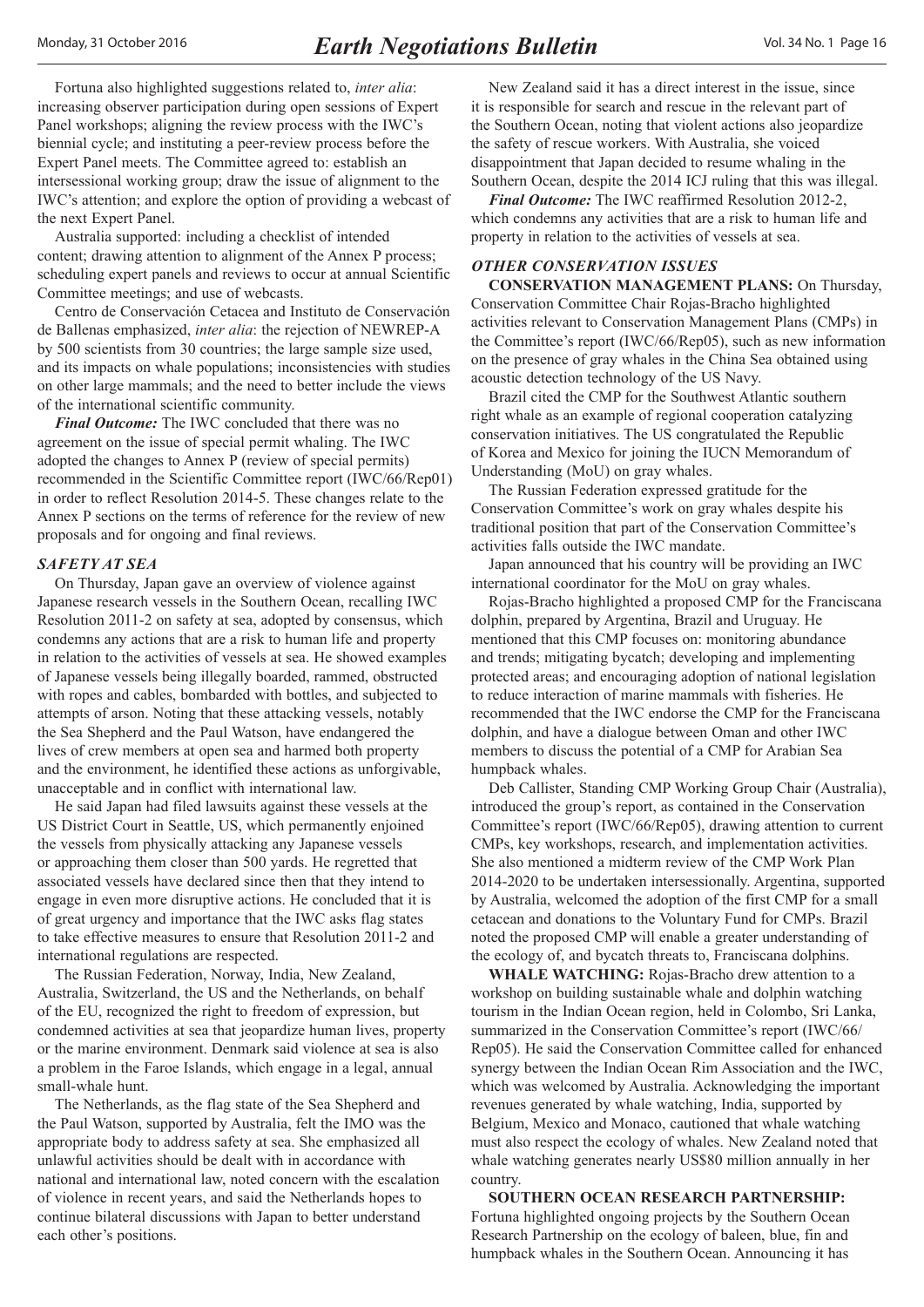Fortuna also highlighted suggestions related to, *inter alia*: increasing observer participation during open sessions of Expert Panel workshops; aligning the review process with the IWC's biennial cycle; and instituting a peer-review process before the Expert Panel meets. The Committee agreed to: establish an intersessional working group; draw the issue of alignment to the IWC's attention; and explore the option of providing a webcast of the next Expert Panel.

Australia supported: including a checklist of intended content; drawing attention to alignment of the Annex P process; scheduling expert panels and reviews to occur at annual Scientific Committee meetings; and use of webcasts.

Centro de Conservación Cetacea and Instituto de Conservación de Ballenas emphasized, *inter alia*: the rejection of NEWREP-A by 500 scientists from 30 countries; the large sample size used, and its impacts on whale populations; inconsistencies with studies on other large mammals; and the need to better include the views of the international scientific community.

***Final Outcome:*** The IWC concluded that there was no agreement on the issue of special permit whaling. The IWC adopted the changes to Annex P (review of special permits) recommended in the Scientific Committee report (IWC/66/Rep01) in order to reflect Resolution 2014-5. These changes relate to the Annex P sections on the terms of reference for the review of new proposals and for ongoing and final reviews.

### *SAFETY AT SEA*

On Thursday, Japan gave an overview of violence against Japanese research vessels in the Southern Ocean, recalling IWC Resolution 2011-2 on safety at sea, adopted by consensus, which condemns any actions that are a risk to human life and property in relation to the activities of vessels at sea. He showed examples of Japanese vessels being illegally boarded, rammed, obstructed with ropes and cables, bombarded with bottles, and subjected to attempts of arson. Noting that these attacking vessels, notably the Sea Shepherd and the Paul Watson, have endangered the lives of crew members at open sea and harmed both property and the environment, he identified these actions as unforgivable, unacceptable and in conflict with international law.

He said Japan had filed lawsuits against these vessels at the US District Court in Seattle, US, which permanently enjoined the vessels from physically attacking any Japanese vessels or approaching them closer than 500 yards. He regretted that associated vessels have declared since then that they intend to engage in even more disruptive actions. He concluded that it is of great urgency and importance that the IWC asks flag states to take effective measures to ensure that Resolution 2011-2 and international regulations are respected.

The Russian Federation, Norway, India, New Zealand, Australia, Switzerland, the US and the Netherlands, on behalf of the EU, recognized the right to freedom of expression, but condemned activities at sea that jeopardize human lives, property or the marine environment. Denmark said violence at sea is also a problem in the Faroe Islands, which engage in a legal, annual small-whale hunt.

The Netherlands, as the flag state of the Sea Shepherd and the Paul Watson, supported by Australia, felt the IMO was the appropriate body to address safety at sea. She emphasized all unlawful activities should be dealt with in accordance with national and international law, noted concern with the escalation of violence in recent years, and said the Netherlands hopes to continue bilateral discussions with Japan to better understand each other's positions.

New Zealand said it has a direct interest in the issue, since it is responsible for search and rescue in the relevant part of the Southern Ocean, noting that violent actions also jeopardize the safety of rescue workers. With Australia, she voiced disappointment that Japan decided to resume whaling in the Southern Ocean, despite the 2014 ICJ ruling that this was illegal.

***Final Outcome:*** The IWC reaffirmed Resolution 2012-2, which condemns any activities that are a risk to human life and property in relation to the activities of vessels at sea.

### *OTHER CONSERVATION ISSUES*

**CONSERVATION MANAGEMENT PLANS:** On Thursday, Conservation Committee Chair Rojas-Bracho highlighted activities relevant to Conservation Management Plans (CMPs) in the Committee's report (IWC/66/Rep05), such as new information on the presence of gray whales in the China Sea obtained using acoustic detection technology of the US Navy.

Brazil cited the CMP for the Southwest Atlantic southern right whale as an example of regional cooperation catalyzing conservation initiatives. The US congratulated the Republic of Korea and Mexico for joining the IUCN Memorandum of Understanding (MoU) on gray whales.

The Russian Federation expressed gratitude for the Conservation Committee's work on gray whales despite his traditional position that part of the Conservation Committee's activities falls outside the IWC mandate.

Japan announced that his country will be providing an IWC international coordinator for the MoU on gray whales.

Rojas-Bracho highlighted a proposed CMP for the Franciscana dolphin, prepared by Argentina, Brazil and Uruguay. He mentioned that this CMP focuses on: monitoring abundance and trends; mitigating bycatch; developing and implementing protected areas; and encouraging adoption of national legislation to reduce interaction of marine mammals with fisheries. He recommended that the IWC endorse the CMP for the Franciscana dolphin, and have a dialogue between Oman and other IWC members to discuss the potential of a CMP for Arabian Sea humpback whales.

Deb Callister, Standing CMP Working Group Chair (Australia), introduced the group's report, as contained in the Conservation Committee's report (IWC/66/Rep05), drawing attention to current CMPs, key workshops, research, and implementation activities. She also mentioned a midterm review of the CMP Work Plan 2014-2020 to be undertaken intersessionally. Argentina, supported by Australia, welcomed the adoption of the first CMP for a small cetacean and donations to the Voluntary Fund for CMPs. Brazil noted the proposed CMP will enable a greater understanding of the ecology of, and bycatch threats to, Franciscana dolphins.

**WHALE WATCHING:** Rojas-Bracho drew attention to a workshop on building sustainable whale and dolphin watching tourism in the Indian Ocean region, held in Colombo, Sri Lanka, summarized in the Conservation Committee's report (IWC/66/Rep05). He said the Conservation Committee called for enhanced synergy between the Indian Ocean Rim Association and the IWC, which was welcomed by Australia. Acknowledging the important revenues generated by whale watching, India, supported by Belgium, Mexico and Monaco, cautioned that whale watching must also respect the ecology of whales. New Zealand noted that whale watching generates nearly US$80 million annually in her country.

**SOUTHERN OCEAN RESEARCH PARTNERSHIP:** Fortuna highlighted ongoing projects by the Southern Ocean Research Partnership on the ecology of baleen, blue, fin and humpback whales in the Southern Ocean. Announcing it has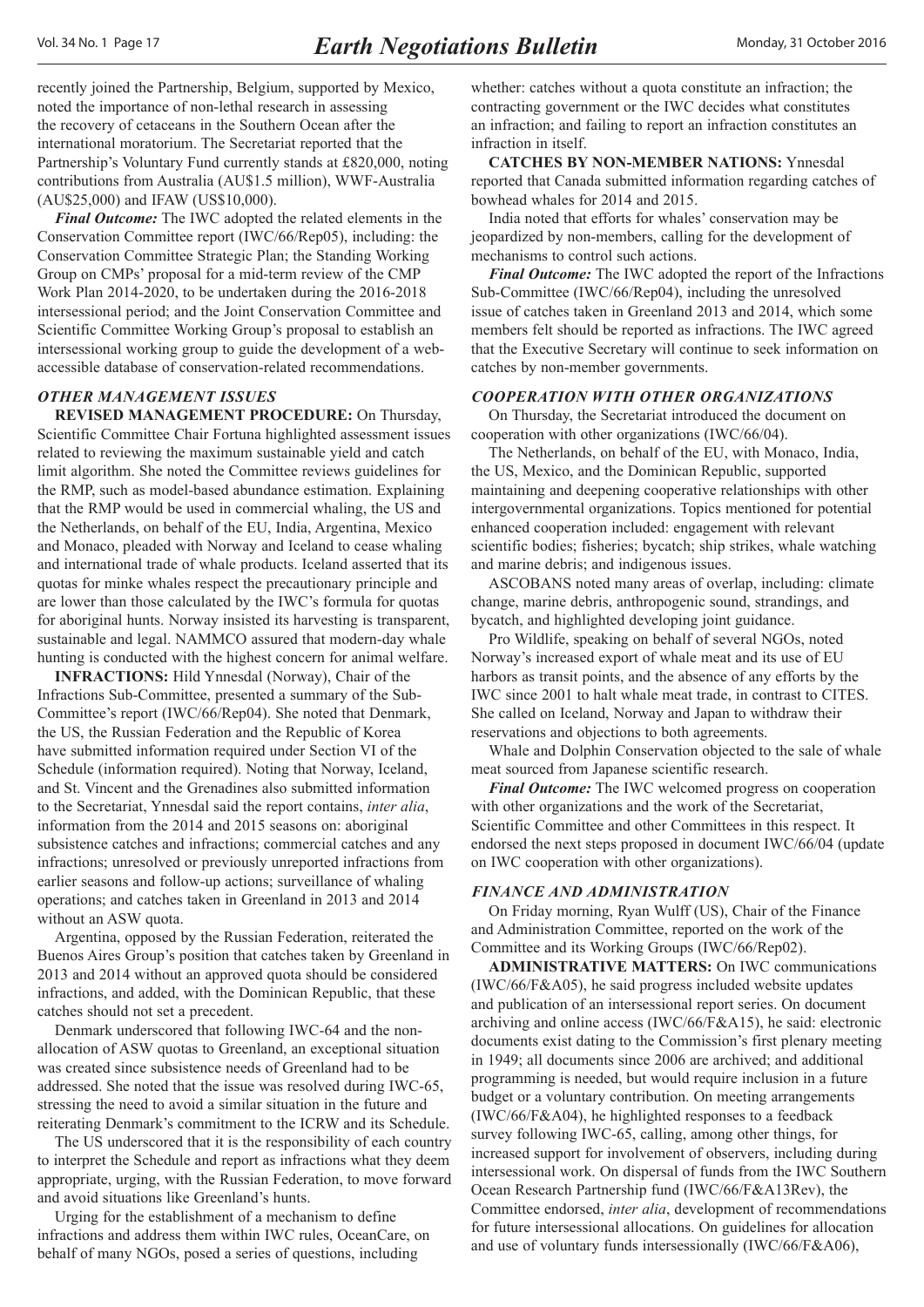recently joined the Partnership, Belgium, supported by Mexico, noted the importance of non-lethal research in assessing the recovery of cetaceans in the Southern Ocean after the international moratorium. The Secretariat reported that the Partnership's Voluntary Fund currently stands at £820,000, noting contributions from Australia (AU$1.5 million), WWF-Australia (AU$25,000) and IFAW (US$10,000).

***Final Outcome:*** The IWC adopted the related elements in the Conservation Committee report (IWC/66/Rep05), including: the Conservation Committee Strategic Plan; the Standing Working Group on CMPs' proposal for a mid-term review of the CMP Work Plan 2014-2020, to be undertaken during the 2016-2018 intersessional period; and the Joint Conservation Committee and Scientific Committee Working Group's proposal to establish an intersessional working group to guide the development of a web-accessible database of conservation-related recommendations.

### *OTHER MANAGEMENT ISSUES*

**REVISED MANAGEMENT PROCEDURE:** On Thursday, Scientific Committee Chair Fortuna highlighted assessment issues related to reviewing the maximum sustainable yield and catch limit algorithm. She noted the Committee reviews guidelines for the RMP, such as model-based abundance estimation. Explaining that the RMP would be used in commercial whaling, the US and the Netherlands, on behalf of the EU, India, Argentina, Mexico and Monaco, pleaded with Norway and Iceland to cease whaling and international trade of whale products. Iceland asserted that its quotas for minke whales respect the precautionary principle and are lower than those calculated by the IWC's formula for quotas for aboriginal hunts. Norway insisted its harvesting is transparent, sustainable and legal. NAMMCO assured that modern-day whale hunting is conducted with the highest concern for animal welfare.

**INFRACTIONS:** Hild Ynnesdal (Norway), Chair of the Infractions Sub-Committee, presented a summary of the Sub-Committee's report (IWC/66/Rep04). She noted that Denmark, the US, the Russian Federation and the Republic of Korea have submitted information required under Section VI of the Schedule (information required). Noting that Norway, Iceland, and St. Vincent and the Grenadines also submitted information to the Secretariat, Ynnesdal said the report contains, *inter alia*, information from the 2014 and 2015 seasons on: aboriginal subsistence catches and infractions; commercial catches and any infractions; unresolved or previously unreported infractions from earlier seasons and follow-up actions; surveillance of whaling operations; and catches taken in Greenland in 2013 and 2014 without an ASW quota.

Argentina, opposed by the Russian Federation, reiterated the Buenos Aires Group's position that catches taken by Greenland in 2013 and 2014 without an approved quota should be considered infractions, and added, with the Dominican Republic, that these catches should not set a precedent.

Denmark underscored that following IWC-64 and the non-allocation of ASW quotas to Greenland, an exceptional situation was created since subsistence needs of Greenland had to be addressed. She noted that the issue was resolved during IWC-65, stressing the need to avoid a similar situation in the future and reiterating Denmark's commitment to the ICRW and its Schedule.

The US underscored that it is the responsibility of each country to interpret the Schedule and report as infractions what they deem appropriate, urging, with the Russian Federation, to move forward and avoid situations like Greenland's hunts.

Urging for the establishment of a mechanism to define infractions and address them within IWC rules, OceanCare, on behalf of many NGOs, posed a series of questions, including whether: catches without a quota constitute an infraction; the contracting government or the IWC decides what constitutes an infraction; and failing to report an infraction constitutes an infraction in itself.

**CATCHES BY NON-MEMBER NATIONS:** Ynnesdal reported that Canada submitted information regarding catches of bowhead whales for 2014 and 2015.

India noted that efforts for whales' conservation may be jeopardized by non-members, calling for the development of mechanisms to control such actions.

***Final Outcome:*** The IWC adopted the report of the Infractions Sub-Committee (IWC/66/Rep04), including the unresolved issue of catches taken in Greenland 2013 and 2014, which some members felt should be reported as infractions. The IWC agreed that the Executive Secretary will continue to seek information on catches by non-member governments.

### *COOPERATION WITH OTHER ORGANIZATIONS*

On Thursday, the Secretariat introduced the document on cooperation with other organizations (IWC/66/04).

The Netherlands, on behalf of the EU, with Monaco, India, the US, Mexico, and the Dominican Republic, supported maintaining and deepening cooperative relationships with other intergovernmental organizations. Topics mentioned for potential enhanced cooperation included: engagement with relevant scientific bodies; fisheries; bycatch; ship strikes, whale watching and marine debris; and indigenous issues.

ASCOBANS noted many areas of overlap, including: climate change, marine debris, anthropogenic sound, strandings, and bycatch, and highlighted developing joint guidance.

Pro Wildlife, speaking on behalf of several NGOs, noted Norway's increased export of whale meat and its use of EU harbors as transit points, and the absence of any efforts by the IWC since 2001 to halt whale meat trade, in contrast to CITES. She called on Iceland, Norway and Japan to withdraw their reservations and objections to both agreements.

Whale and Dolphin Conservation objected to the sale of whale meat sourced from Japanese scientific research.

***Final Outcome:*** The IWC welcomed progress on cooperation with other organizations and the work of the Secretariat, Scientific Committee and other Committees in this respect. It endorsed the next steps proposed in document IWC/66/04 (update on IWC cooperation with other organizations).

### *FINANCE AND ADMINISTRATION*

On Friday morning, Ryan Wulff (US), Chair of the Finance and Administration Committee, reported on the work of the Committee and its Working Groups (IWC/66/Rep02).

**ADMINISTRATIVE MATTERS:** On IWC communications (IWC/66/F&A05), he said progress included website updates and publication of an intersessional report series. On document archiving and online access (IWC/66/F&A15), he said: electronic documents exist dating to the Commission's first plenary meeting in 1949; all documents since 2006 are archived; and additional programming is needed, but would require inclusion in a future budget or a voluntary contribution. On meeting arrangements (IWC/66/F&A04), he highlighted responses to a feedback survey following IWC-65, calling, among other things, for increased support for involvement of observers, including during intersessional work. On dispersal of funds from the IWC Southern Ocean Research Partnership fund (IWC/66/F&A13Rev), the Committee endorsed, *inter alia*, development of recommendations for future intersessional allocations. On guidelines for allocation and use of voluntary funds intersessionally (IWC/66/F&A06),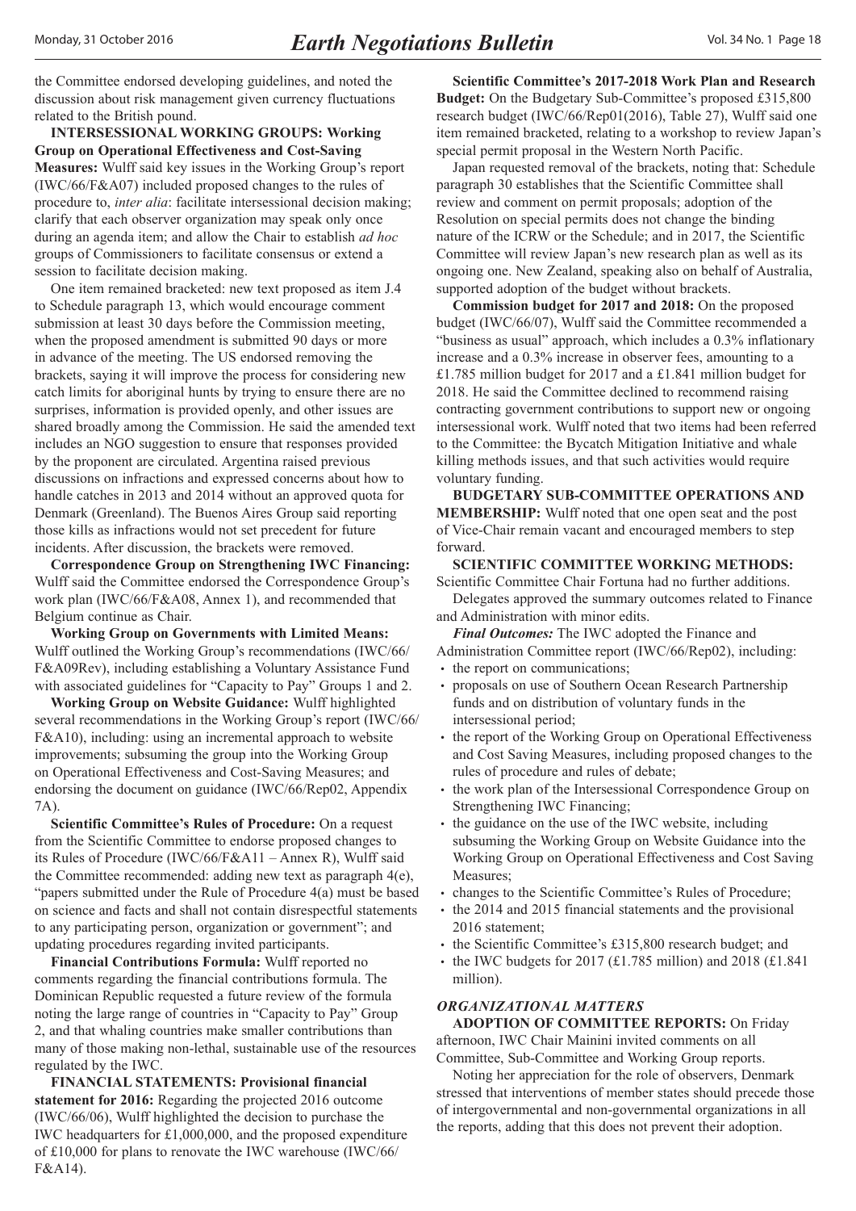the Committee endorsed developing guidelines, and noted the discussion about risk management given currency fluctuations related to the British pound.

**INTERSESSIONAL WORKING GROUPS: Working Group on Operational Effectiveness and Cost-Saving Measures:** Wulff said key issues in the Working Group's report (IWC/66/F&A07) included proposed changes to the rules of procedure to, *inter alia*: facilitate intersessional decision making; clarify that each observer organization may speak only once during an agenda item; and allow the Chair to establish *ad hoc* groups of Commissioners to facilitate consensus or extend a session to facilitate decision making.

One item remained bracketed: new text proposed as item J.4 to Schedule paragraph 13, which would encourage comment submission at least 30 days before the Commission meeting, when the proposed amendment is submitted 90 days or more in advance of the meeting. The US endorsed removing the brackets, saying it will improve the process for considering new catch limits for aboriginal hunts by trying to ensure there are no surprises, information is provided openly, and other issues are shared broadly among the Commission. He said the amended text includes an NGO suggestion to ensure that responses provided by the proponent are circulated. Argentina raised previous discussions on infractions and expressed concerns about how to handle catches in 2013 and 2014 without an approved quota for Denmark (Greenland). The Buenos Aires Group said reporting those kills as infractions would not set precedent for future incidents. After discussion, the brackets were removed.

**Correspondence Group on Strengthening IWC Financing:** Wulff said the Committee endorsed the Correspondence Group's work plan (IWC/66/F&A08, Annex 1), and recommended that Belgium continue as Chair.

**Working Group on Governments with Limited Means:** Wulff outlined the Working Group's recommendations (IWC/66/F&A09Rev), including establishing a Voluntary Assistance Fund with associated guidelines for "Capacity to Pay" Groups 1 and 2.

**Working Group on Website Guidance:** Wulff highlighted several recommendations in the Working Group's report (IWC/66/F&A10), including: using an incremental approach to website improvements; subsuming the group into the Working Group on Operational Effectiveness and Cost-Saving Measures; and endorsing the document on guidance (IWC/66/Rep02, Appendix 7A).

**Scientific Committee's Rules of Procedure:** On a request from the Scientific Committee to endorse proposed changes to its Rules of Procedure (IWC/66/F&A11 – Annex R), Wulff said the Committee recommended: adding new text as paragraph 4(e), "papers submitted under the Rule of Procedure 4(a) must be based on science and facts and shall not contain disrespectful statements to any participating person, organization or government"; and updating procedures regarding invited participants.

**Financial Contributions Formula:** Wulff reported no comments regarding the financial contributions formula. The Dominican Republic requested a future review of the formula noting the large range of countries in "Capacity to Pay" Group 2, and that whaling countries make smaller contributions than many of those making non-lethal, sustainable use of the resources regulated by the IWC.

**FINANCIAL STATEMENTS: Provisional financial statement for 2016:** Regarding the projected 2016 outcome (IWC/66/06), Wulff highlighted the decision to purchase the IWC headquarters for £1,000,000, and the proposed expenditure of £10,000 for plans to renovate the IWC warehouse (IWC/66/F&A14).

**Scientific Committee's 2017-2018 Work Plan and Research Budget:** On the Budgetary Sub-Committee's proposed £315,800 research budget (IWC/66/Rep01(2016), Table 27), Wulff said one item remained bracketed, relating to a workshop to review Japan's special permit proposal in the Western North Pacific.

Japan requested removal of the brackets, noting that: Schedule paragraph 30 establishes that the Scientific Committee shall review and comment on permit proposals; adoption of the Resolution on special permits does not change the binding nature of the ICRW or the Schedule; and in 2017, the Scientific Committee will review Japan's new research plan as well as its ongoing one. New Zealand, speaking also on behalf of Australia, supported adoption of the budget without brackets.

**Commission budget for 2017 and 2018:** On the proposed budget (IWC/66/07), Wulff said the Committee recommended a "business as usual" approach, which includes a 0.3% inflationary increase and a 0.3% increase in observer fees, amounting to a £1.785 million budget for 2017 and a £1.841 million budget for 2018. He said the Committee declined to recommend raising contracting government contributions to support new or ongoing intersessional work. Wulff noted that two items had been referred to the Committee: the Bycatch Mitigation Initiative and whale killing methods issues, and that such activities would require voluntary funding.

**BUDGETARY SUB-COMMITTEE OPERATIONS AND MEMBERSHIP:** Wulff noted that one open seat and the post of Vice-Chair remain vacant and encouraged members to step forward.

**SCIENTIFIC COMMITTEE WORKING METHODS:** Scientific Committee Chair Fortuna had no further additions.

Delegates approved the summary outcomes related to Finance and Administration with minor edits.

***Final Outcomes:*** The IWC adopted the Finance and Administration Committee report (IWC/66/Rep02), including:

- the report on communications;
- proposals on use of Southern Ocean Research Partnership funds and on distribution of voluntary funds in the intersessional period;
- the report of the Working Group on Operational Effectiveness and Cost Saving Measures, including proposed changes to the rules of procedure and rules of debate;
- the work plan of the Intersessional Correspondence Group on Strengthening IWC Financing;
- the guidance on the use of the IWC website, including subsuming the Working Group on Website Guidance into the Working Group on Operational Effectiveness and Cost Saving Measures;
- changes to the Scientific Committee's Rules of Procedure;
- the 2014 and 2015 financial statements and the provisional 2016 statement;
- the Scientific Committee's £315,800 research budget; and
- the IWC budgets for 2017 (£1.785 million) and 2018 (£1.841 million).

### *ORGANIZATIONAL MATTERS*

**ADOPTION OF COMMITTEE REPORTS:** On Friday afternoon, IWC Chair Mainini invited comments on all Committee, Sub-Committee and Working Group reports.

Noting her appreciation for the role of observers, Denmark stressed that interventions of member states should precede those of intergovernmental and non-governmental organizations in all the reports, adding that this does not prevent their adoption.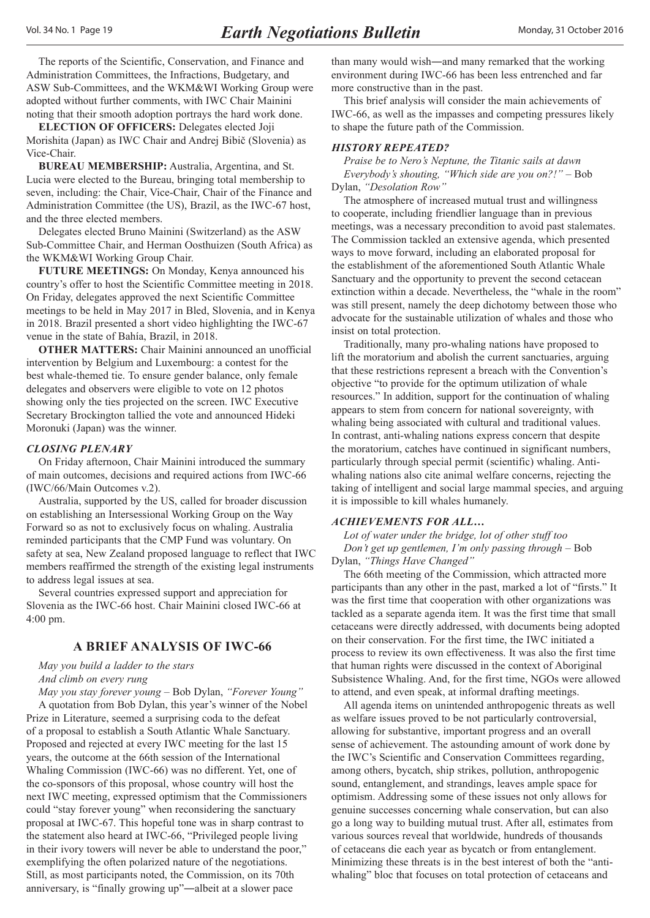The reports of the Scientific, Conservation, and Finance and Administration Committees, the Infractions, Budgetary, and ASW Sub-Committees, and the WKM&WI Working Group were adopted without further comments, with IWC Chair Mainini noting that their smooth adoption portrays the hard work done.

**ELECTION OF OFFICERS:** Delegates elected Joji Morishita (Japan) as IWC Chair and Andrej Bibič (Slovenia) as Vice-Chair.

**BUREAU MEMBERSHIP:** Australia, Argentina, and St. Lucia were elected to the Bureau, bringing total membership to seven, including: the Chair, Vice-Chair, Chair of the Finance and Administration Committee (the US), Brazil, as the IWC-67 host, and the three elected members.

Delegates elected Bruno Mainini (Switzerland) as the ASW Sub-Committee Chair, and Herman Oosthuizen (South Africa) as the WKM&WI Working Group Chair.

**FUTURE MEETINGS:** On Monday, Kenya announced his country's offer to host the Scientific Committee meeting in 2018. On Friday, delegates approved the next Scientific Committee meetings to be held in May 2017 in Bled, Slovenia, and in Kenya in 2018. Brazil presented a short video highlighting the IWC-67 venue in the state of Bahía, Brazil, in 2018.

**OTHER MATTERS:** Chair Mainini announced an unofficial intervention by Belgium and Luxembourg: a contest for the best whale-themed tie. To ensure gender balance, only female delegates and observers were eligible to vote on 12 photos showing only the ties projected on the screen. IWC Executive Secretary Brockington tallied the vote and announced Hideki Moronuki (Japan) was the winner.

### *CLOSING PLENARY*

On Friday afternoon, Chair Mainini introduced the summary of main outcomes, decisions and required actions from IWC-66 (IWC/66/Main Outcomes v.2).

Australia, supported by the US, called for broader discussion on establishing an Intersessional Working Group on the Way Forward so as not to exclusively focus on whaling. Australia reminded participants that the CMP Fund was voluntary. On safety at sea, New Zealand proposed language to reflect that IWC members reaffirmed the strength of the existing legal instruments to address legal issues at sea.

Several countries expressed support and appreciation for Slovenia as the IWC-66 host. Chair Mainini closed IWC-66 at 4:00 pm.

## A BRIEF ANALYSIS OF IWC-66

*May you build a ladder to the stars*
*And climb on every rung*
*May you stay forever young* – Bob Dylan, *"Forever Young"*

A quotation from Bob Dylan, this year's winner of the Nobel Prize in Literature, seemed a surprising coda to the defeat of a proposal to establish a South Atlantic Whale Sanctuary. Proposed and rejected at every IWC meeting for the last 15 years, the outcome at the 66th session of the International Whaling Commission (IWC-66) was no different. Yet, one of the co-sponsors of this proposal, whose country will host the next IWC meeting, expressed optimism that the Commissioners could "stay forever young" when reconsidering the sanctuary proposal at IWC-67. This hopeful tone was in sharp contrast to the statement also heard at IWC-66, "Privileged people living in their ivory towers will never be able to understand the poor," exemplifying the often polarized nature of the negotiations. Still, as most participants noted, the Commission, on its 70th anniversary, is "finally growing up"―albeit at a slower pace than many would wish―and many remarked that the working environment during IWC-66 has been less entrenched and far more constructive than in the past.

This brief analysis will consider the main achievements of IWC-66, as well as the impasses and competing pressures likely to shape the future path of the Commission.

### *HISTORY REPEATED?*

*Praise be to Nero's Neptune, the Titanic sails at dawn*
*Everybody's shouting, "Which side are you on?!"* – Bob Dylan, *"Desolation Row"*

The atmosphere of increased mutual trust and willingness to cooperate, including friendlier language than in previous meetings, was a necessary precondition to avoid past stalemates. The Commission tackled an extensive agenda, which presented ways to move forward, including an elaborated proposal for the establishment of the aforementioned South Atlantic Whale Sanctuary and the opportunity to prevent the second cetacean extinction within a decade. Nevertheless, the "whale in the room" was still present, namely the deep dichotomy between those who advocate for the sustainable utilization of whales and those who insist on total protection.

Traditionally, many pro-whaling nations have proposed to lift the moratorium and abolish the current sanctuaries, arguing that these restrictions represent a breach with the Convention's objective "to provide for the optimum utilization of whale resources." In addition, support for the continuation of whaling appears to stem from concern for national sovereignty, with whaling being associated with cultural and traditional values. In contrast, anti-whaling nations express concern that despite the moratorium, catches have continued in significant numbers, particularly through special permit (scientific) whaling. Anti-whaling nations also cite animal welfare concerns, rejecting the taking of intelligent and social large mammal species, and arguing it is impossible to kill whales humanely.

### *ACHIEVEMENTS FOR ALL…*

*Lot of water under the bridge, lot of other stuff too*
*Don't get up gentlemen, I'm only passing through* – Bob Dylan, *"Things Have Changed"*

The 66th meeting of the Commission, which attracted more participants than any other in the past, marked a lot of "firsts." It was the first time that cooperation with other organizations was tackled as a separate agenda item. It was the first time that small cetaceans were directly addressed, with documents being adopted on their conservation. For the first time, the IWC initiated a process to review its own effectiveness. It was also the first time that human rights were discussed in the context of Aboriginal Subsistence Whaling. And, for the first time, NGOs were allowed to attend, and even speak, at informal drafting meetings.

All agenda items on unintended anthropogenic threats as well as welfare issues proved to be not particularly controversial, allowing for substantive, important progress and an overall sense of achievement. The astounding amount of work done by the IWC's Scientific and Conservation Committees regarding, among others, bycatch, ship strikes, pollution, anthropogenic sound, entanglement, and strandings, leaves ample space for optimism. Addressing some of these issues not only allows for genuine successes concerning whale conservation, but can also go a long way to building mutual trust. After all, estimates from various sources reveal that worldwide, hundreds of thousands of cetaceans die each year as bycatch or from entanglement. Minimizing these threats is in the best interest of both the "anti-whaling" bloc that focuses on total protection of cetaceans and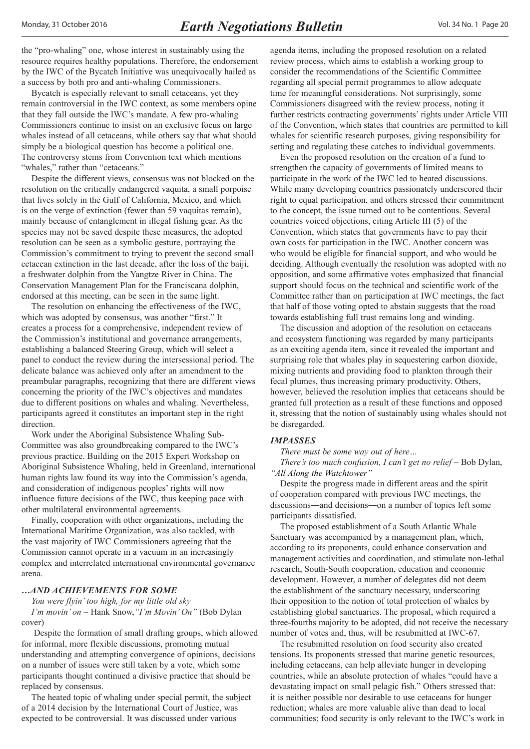the "pro-whaling" one, whose interest in sustainably using the resource requires healthy populations. Therefore, the endorsement by the IWC of the Bycatch Initiative was unequivocally hailed as a success by both pro and anti-whaling Commissioners.

Bycatch is especially relevant to small cetaceans, yet they remain controversial in the IWC context, as some members opine that they fall outside the IWC's mandate. A few pro-whaling Commissioners continue to insist on an exclusive focus on large whales instead of all cetaceans, while others say that what should simply be a biological question has become a political one. The controversy stems from Convention text which mentions "whales," rather than "cetaceans."

Despite the different views, consensus was not blocked on the resolution on the critically endangered vaquita, a small porpoise that lives solely in the Gulf of California, Mexico, and which is on the verge of extinction (fewer than 59 vaquitas remain), mainly because of entanglement in illegal fishing gear. As the species may not be saved despite these measures, the adopted resolution can be seen as a symbolic gesture, portraying the Commission's commitment to trying to prevent the second small cetacean extinction in the last decade, after the loss of the baiji, a freshwater dolphin from the Yangtze River in China. The Conservation Management Plan for the Franciscana dolphin, endorsed at this meeting, can be seen in the same light.

The resolution on enhancing the effectiveness of the IWC, which was adopted by consensus, was another "first." It creates a process for a comprehensive, independent review of the Commission's institutional and governance arrangements, establishing a balanced Steering Group, which will select a panel to conduct the review during the intersessional period. The delicate balance was achieved only after an amendment to the preambular paragraphs, recognizing that there are different views concerning the priority of the IWC's objectives and mandates due to different positions on whales and whaling. Nevertheless, participants agreed it constitutes an important step in the right direction.

Work under the Aboriginal Subsistence Whaling Sub-Committee was also groundbreaking compared to the IWC's previous practice. Building on the 2015 Expert Workshop on Aboriginal Subsistence Whaling, held in Greenland, international human rights law found its way into the Commission's agenda, and consideration of indigenous peoples' rights will now influence future decisions of the IWC, thus keeping pace with other multilateral environmental agreements.

Finally, cooperation with other organizations, including the International Maritime Organization, was also tackled, with the vast majority of IWC Commissioners agreeing that the Commission cannot operate in a vacuum in an increasingly complex and interrelated international environmental governance arena.

### *…AND ACHIEVEMENTS FOR SOME*

*You were flyin' too high, for my little old sky*
*I'm movin' on* – Hank Snow, *"I'm Movin' On"* (Bob Dylan cover)

Despite the formation of small drafting groups, which allowed for informal, more flexible discussions, promoting mutual understanding and attempting convergence of opinions, decisions on a number of issues were still taken by a vote, which some participants thought continued a divisive practice that should be replaced by consensus.

The heated topic of whaling under special permit, the subject of a 2014 decision by the International Court of Justice, was expected to be controversial. It was discussed under various agenda items, including the proposed resolution on a related review process, which aims to establish a working group to consider the recommendations of the Scientific Committee regarding all special permit programmes to allow adequate time for meaningful considerations. Not surprisingly, some Commissioners disagreed with the review process, noting it further restricts contracting governments' rights under Article VIII of the Convention, which states that countries are permitted to kill whales for scientific research purposes, giving responsibility for setting and regulating these catches to individual governments.

Even the proposed resolution on the creation of a fund to strengthen the capacity of governments of limited means to participate in the work of the IWC led to heated discussions. While many developing countries passionately underscored their right to equal participation, and others stressed their commitment to the concept, the issue turned out to be contentious. Several countries voiced objections, citing Article III (5) of the Convention, which states that governments have to pay their own costs for participation in the IWC. Another concern was who would be eligible for financial support, and who would be deciding. Although eventually the resolution was adopted with no opposition, and some affirmative votes emphasized that financial support should focus on the technical and scientific work of the Committee rather than on participation at IWC meetings, the fact that half of those voting opted to abstain suggests that the road towards establishing full trust remains long and winding.

The discussion and adoption of the resolution on cetaceans and ecosystem functioning was regarded by many participants as an exciting agenda item, since it revealed the important and surprising role that whales play in sequestering carbon dioxide, mixing nutrients and providing food to plankton through their fecal plumes, thus increasing primary productivity. Others, however, believed the resolution implies that cetaceans should be granted full protection as a result of these functions and opposed it, stressing that the notion of sustainably using whales should not be disregarded.

### *IMPASSES*

*There must be some way out of here…*
*There's too much confusion, I can't get no relief* – Bob Dylan, *"All Along the Watchtower"*

Despite the progress made in different areas and the spirit of cooperation compared with previous IWC meetings, the discussions—and decisions—on a number of topics left some participants dissatisfied.

The proposed establishment of a South Atlantic Whale Sanctuary was accompanied by a management plan, which, according to its proponents, could enhance conservation and management activities and coordination, and stimulate non-lethal research, South-South cooperation, education and economic development. However, a number of delegates did not deem the establishment of the sanctuary necessary, underscoring their opposition to the notion of total protection of whales by establishing global sanctuaries. The proposal, which required a three-fourths majority to be adopted, did not receive the necessary number of votes and, thus, will be resubmitted at IWC-67.

The resubmitted resolution on food security also created tensions. Its proponents stressed that marine genetic resources, including cetaceans, can help alleviate hunger in developing countries, while an absolute protection of whales "could have a devastating impact on small pelagic fish." Others stressed that: it is neither possible nor desirable to use cetaceans for hunger reduction; whales are more valuable alive than dead to local communities; food security is only relevant to the IWC's work in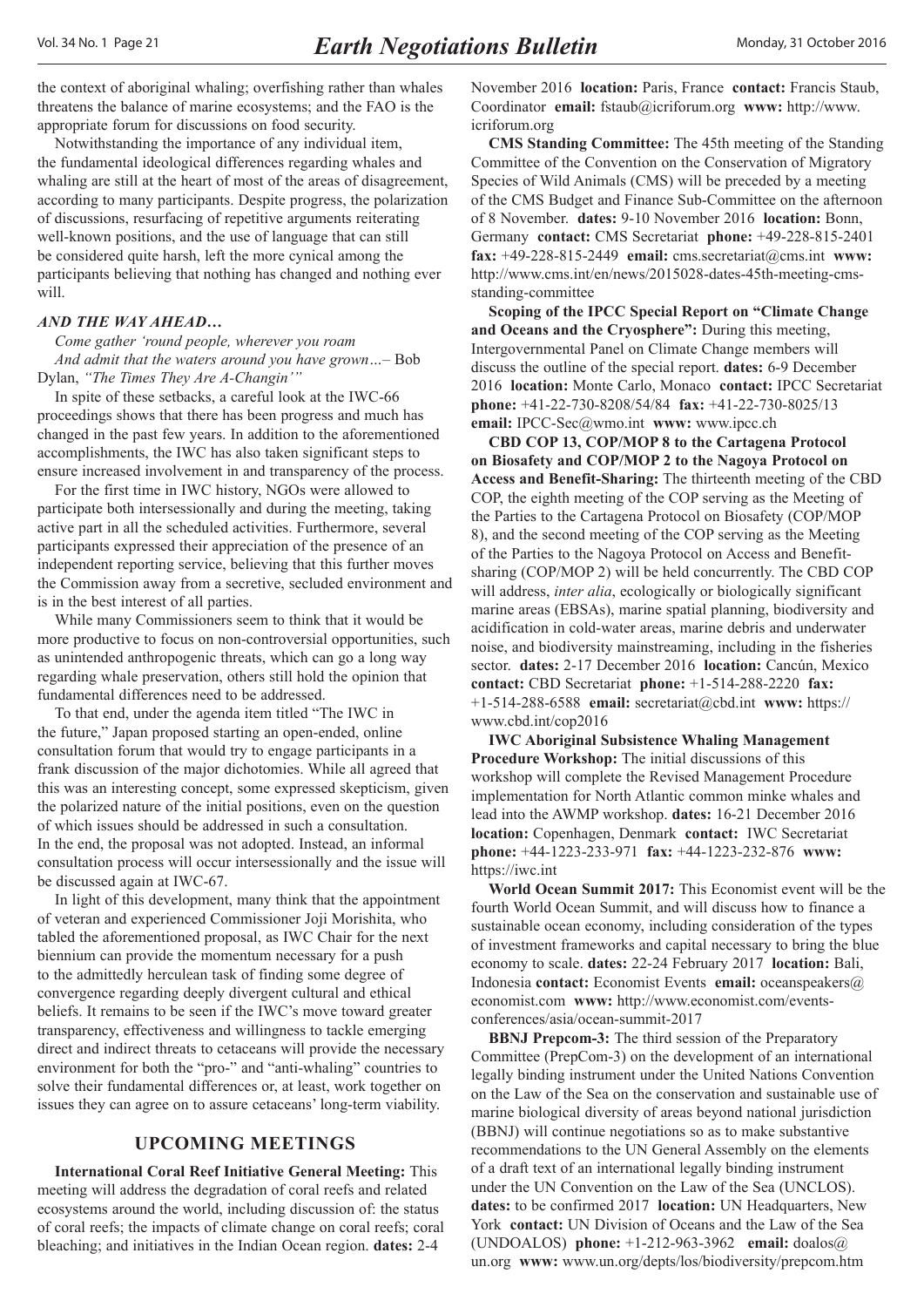the context of aboriginal whaling; overfishing rather than whales threatens the balance of marine ecosystems; and the FAO is the appropriate forum for discussions on food security.

Notwithstanding the importance of any individual item, the fundamental ideological differences regarding whales and whaling are still at the heart of most of the areas of disagreement, according to many participants. Despite progress, the polarization of discussions, resurfacing of repetitive arguments reiterating well-known positions, and the use of language that can still be considered quite harsh, left the more cynical among the participants believing that nothing has changed and nothing ever will.

### *AND THE WAY AHEAD…*

*Come gather 'round people, wherever you roam*
*And admit that the waters around you have grown…*– Bob Dylan, *"The Times They Are A-Changin'"*

In spite of these setbacks, a careful look at the IWC-66 proceedings shows that there has been progress and much has changed in the past few years. In addition to the aforementioned accomplishments, the IWC has also taken significant steps to ensure increased involvement in and transparency of the process.

For the first time in IWC history, NGOs were allowed to participate both intersessionally and during the meeting, taking active part in all the scheduled activities. Furthermore, several participants expressed their appreciation of the presence of an independent reporting service, believing that this further moves the Commission away from a secretive, secluded environment and is in the best interest of all parties.

While many Commissioners seem to think that it would be more productive to focus on non-controversial opportunities, such as unintended anthropogenic threats, which can go a long way regarding whale preservation, others still hold the opinion that fundamental differences need to be addressed.

To that end, under the agenda item titled "The IWC in the future," Japan proposed starting an open-ended, online consultation forum that would try to engage participants in a frank discussion of the major dichotomies. While all agreed that this was an interesting concept, some expressed skepticism, given the polarized nature of the initial positions, even on the question of which issues should be addressed in such a consultation. In the end, the proposal was not adopted. Instead, an informal consultation process will occur intersessionally and the issue will be discussed again at IWC-67.

In light of this development, many think that the appointment of veteran and experienced Commissioner Joji Morishita, who tabled the aforementioned proposal, as IWC Chair for the next biennium can provide the momentum necessary for a push to the admittedly herculean task of finding some degree of convergence regarding deeply divergent cultural and ethical beliefs. It remains to be seen if the IWC's move toward greater transparency, effectiveness and willingness to tackle emerging direct and indirect threats to cetaceans will provide the necessary environment for both the "pro-" and "anti-whaling" countries to solve their fundamental differences or, at least, work together on issues they can agree on to assure cetaceans' long-term viability.

## UPCOMING MEETINGS

**International Coral Reef Initiative General Meeting:** This meeting will address the degradation of coral reefs and related ecosystems around the world, including discussion of: the status of coral reefs; the impacts of climate change on coral reefs; coral bleaching; and initiatives in the Indian Ocean region. **dates:** 2-4 November 2016 **location:** Paris, France **contact:** Francis Staub, Coordinator **email:** fstaub@icriforum.org **www:** http://www.icriforum.org

**CMS Standing Committee:** The 45th meeting of the Standing Committee of the Convention on the Conservation of Migratory Species of Wild Animals (CMS) will be preceded by a meeting of the CMS Budget and Finance Sub-Committee on the afternoon of 8 November. **dates:** 9-10 November 2016 **location:** Bonn, Germany **contact:** CMS Secretariat **phone:** +49-228-815-2401 **fax:** +49-228-815-2449 **email:** cms.secretariat@cms.int **www:** http://www.cms.int/en/news/2015028-dates-45th-meeting-cms-standing-committee

**Scoping of the IPCC Special Report on "Climate Change and Oceans and the Cryosphere":** During this meeting, Intergovernmental Panel on Climate Change members will discuss the outline of the special report. **dates:** 6-9 December 2016 **location:** Monte Carlo, Monaco **contact:** IPCC Secretariat **phone:** +41-22-730-8208/54/84 **fax:** +41-22-730-8025/13 **email:** IPCC-Sec@wmo.int **www:** www.ipcc.ch

**CBD COP 13, COP/MOP 8 to the Cartagena Protocol on Biosafety and COP/MOP 2 to the Nagoya Protocol on Access and Benefit-Sharing:** The thirteenth meeting of the CBD COP, the eighth meeting of the COP serving as the Meeting of the Parties to the Cartagena Protocol on Biosafety (COP/MOP 8), and the second meeting of the COP serving as the Meeting of the Parties to the Nagoya Protocol on Access and Benefit-sharing (COP/MOP 2) will be held concurrently. The CBD COP will address, *inter alia*, ecologically or biologically significant marine areas (EBSAs), marine spatial planning, biodiversity and acidification in cold-water areas, marine debris and underwater noise, and biodiversity mainstreaming, including in the fisheries sector. **dates:** 2-17 December 2016 **location:** Cancún, Mexico **contact:** CBD Secretariat **phone:** +1-514-288-2220 **fax:** +1-514-288-6588 **email:** secretariat@cbd.int **www:** https://www.cbd.int/cop2016

**IWC Aboriginal Subsistence Whaling Management Procedure Workshop:** The initial discussions of this workshop will complete the Revised Management Procedure implementation for North Atlantic common minke whales and lead into the AWMP workshop. **dates:** 16-21 December 2016 **location:** Copenhagen, Denmark **contact:** IWC Secretariat **phone:** +44-1223-233-971 **fax:** +44-1223-232-876 **www:** https://iwc.int

**World Ocean Summit 2017:** This Economist event will be the fourth World Ocean Summit, and will discuss how to finance a sustainable ocean economy, including consideration of the types of investment frameworks and capital necessary to bring the blue economy to scale. **dates:** 22-24 February 2017 **location:** Bali, Indonesia **contact:** Economist Events **email:** oceanspeakers@economist.com **www:** http://www.economist.com/events-conferences/asia/ocean-summit-2017

**BBNJ Prepcom-3:** The third session of the Preparatory Committee (PrepCom-3) on the development of an international legally binding instrument under the United Nations Convention on the Law of the Sea on the conservation and sustainable use of marine biological diversity of areas beyond national jurisdiction (BBNJ) will continue negotiations so as to make substantive recommendations to the UN General Assembly on the elements of a draft text of an international legally binding instrument under the UN Convention on the Law of the Sea (UNCLOS). **dates:** to be confirmed 2017 **location:** UN Headquarters, New York **contact:** UN Division of Oceans and the Law of the Sea (UNDOALOS) **phone:** +1-212-963-3962 **email:** doalos@un.org **www:** www.un.org/depts/los/biodiversity/prepcom.htm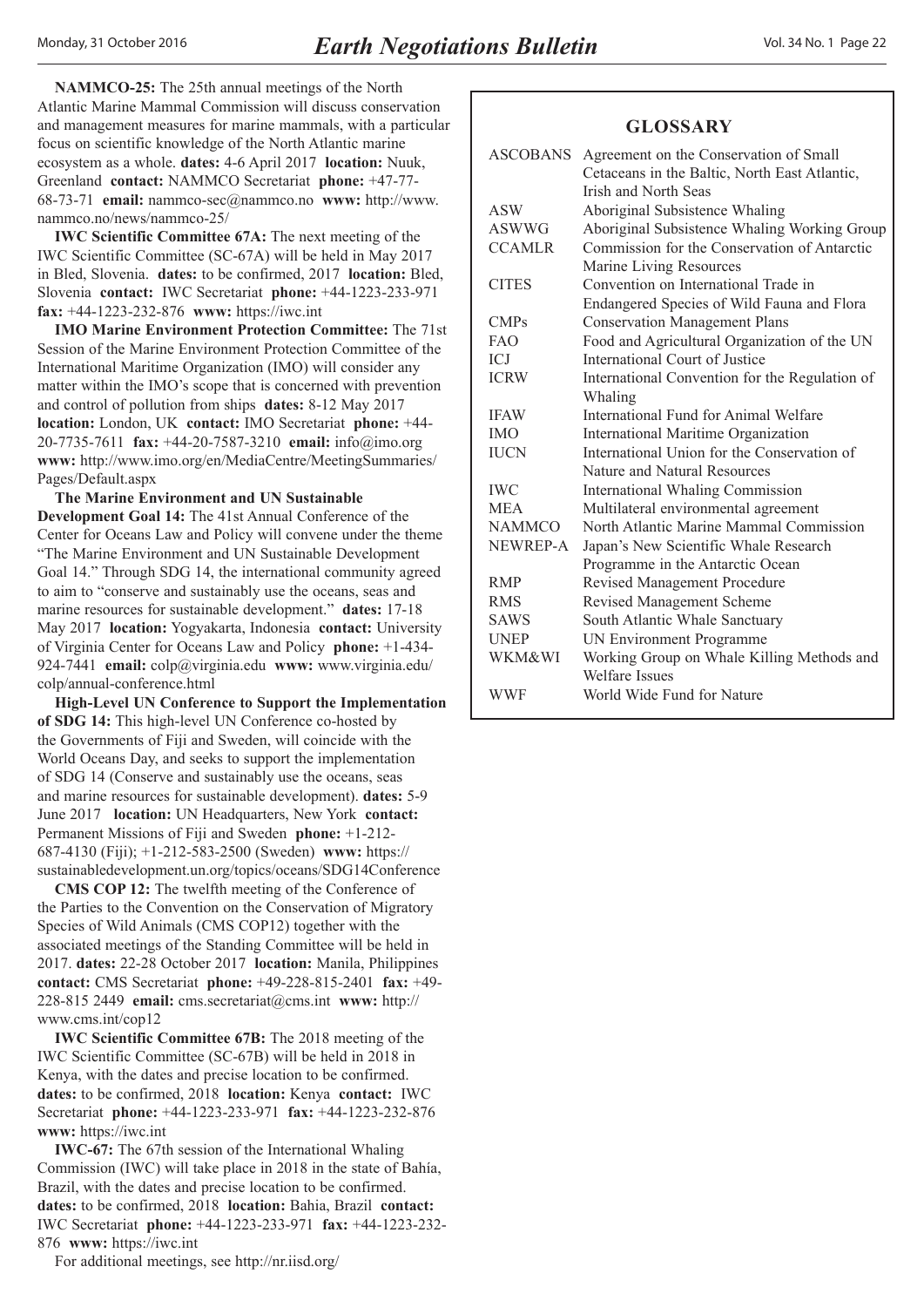**NAMMCO-25:** The 25th annual meetings of the North Atlantic Marine Mammal Commission will discuss conservation and management measures for marine mammals, with a particular focus on scientific knowledge of the North Atlantic marine ecosystem as a whole. **dates:** 4-6 April 2017 **location:** Nuuk, Greenland **contact:** NAMMCO Secretariat **phone:** +47-77-68-73-71 **email:** nammco-sec@nammco.no **www:** http://www.nammco.no/news/nammco-25/

**IWC Scientific Committee 67A:** The next meeting of the IWC Scientific Committee (SC-67A) will be held in May 2017 in Bled, Slovenia. **dates:** to be confirmed, 2017 **location:** Bled, Slovenia **contact:** IWC Secretariat **phone:** +44-1223-233-971 **fax:** +44-1223-232-876 **www:** https://iwc.int

**IMO Marine Environment Protection Committee:** The 71st Session of the Marine Environment Protection Committee of the International Maritime Organization (IMO) will consider any matter within the IMO's scope that is concerned with prevention and control of pollution from ships **dates:** 8-12 May 2017 **location:** London, UK **contact:** IMO Secretariat **phone:** +44-20-7735-7611 **fax:** +44-20-7587-3210 **email:** info@imo.org **www:** http://www.imo.org/en/MediaCentre/MeetingSummaries/Pages/Default.aspx

**The Marine Environment and UN Sustainable Development Goal 14:** The 41st Annual Conference of the Center for Oceans Law and Policy will convene under the theme "The Marine Environment and UN Sustainable Development Goal 14." Through SDG 14, the international community agreed to aim to "conserve and sustainably use the oceans, seas and marine resources for sustainable development." **dates:** 17-18 May 2017 **location:** Yogyakarta, Indonesia **contact:** University of Virginia Center for Oceans Law and Policy **phone:** +1-434-924-7441 **email:** colp@virginia.edu **www:** www.virginia.edu/colp/annual-conference.html

**High-Level UN Conference to Support the Implementation of SDG 14:** This high-level UN Conference co-hosted by the Governments of Fiji and Sweden, will coincide with the World Oceans Day, and seeks to support the implementation of SDG 14 (Conserve and sustainably use the oceans, seas and marine resources for sustainable development). **dates:** 5-9 June 2017 **location:** UN Headquarters, New York **contact:** Permanent Missions of Fiji and Sweden **phone:** +1-212-687-4130 (Fiji); +1-212-583-2500 (Sweden) **www:** https://sustainabledevelopment.un.org/topics/oceans/SDG14Conference

**CMS COP 12:** The twelfth meeting of the Conference of the Parties to the Convention on the Conservation of Migratory Species of Wild Animals (CMS COP12) together with the associated meetings of the Standing Committee will be held in 2017. **dates:** 22-28 October 2017 **location:** Manila, Philippines **contact:** CMS Secretariat **phone:** +49-228-815-2401 **fax:** +49-228-815 2449 **email:** cms.secretariat@cms.int **www:** http://www.cms.int/cop12

**IWC Scientific Committee 67B:** The 2018 meeting of the IWC Scientific Committee (SC-67B) will be held in 2018 in Kenya, with the dates and precise location to be confirmed. **dates:** to be confirmed, 2018 **location:** Kenya **contact:** IWC Secretariat **phone:** +44-1223-233-971 **fax:** +44-1223-232-876 **www:** https://iwc.int

**IWC-67:** The 67th session of the International Whaling Commission (IWC) will take place in 2018 in the state of Bahía, Brazil, with the dates and precise location to be confirmed. **dates:** to be confirmed, 2018 **location:** Bahia, Brazil **contact:** IWC Secretariat **phone:** +44-1223-233-971 **fax:** +44-1223-232-876 **www:** https://iwc.int

For additional meetings, see http://nr.iisd.org/

## GLOSSARY

| | |
|---|---|
| ASCOBANS | Agreement on the Conservation of Small Cetaceans in the Baltic, North East Atlantic, Irish and North Seas |
| ASW | Aboriginal Subsistence Whaling |
| ASWWG | Aboriginal Subsistence Whaling Working Group |
| CCAMLR | Commission for the Conservation of Antarctic Marine Living Resources |
| CITES | Convention on International Trade in Endangered Species of Wild Fauna and Flora |
| CMPs | Conservation Management Plans |
| FAO | Food and Agricultural Organization of the UN |
| ICJ | International Court of Justice |
| ICRW | International Convention for the Regulation of Whaling |
| IFAW | International Fund for Animal Welfare |
| IMO | International Maritime Organization |
| IUCN | International Union for the Conservation of Nature and Natural Resources |
| IWC | International Whaling Commission |
| MEA | Multilateral environmental agreement |
| NAMMCO | North Atlantic Marine Mammal Commission |
| NEWREP-A | Japan's New Scientific Whale Research Programme in the Antarctic Ocean |
| RMP | Revised Management Procedure |
| RMS | Revised Management Scheme |
| SAWS | South Atlantic Whale Sanctuary |
| UNEP | UN Environment Programme |
| WKM&WI | Working Group on Whale Killing Methods and Welfare Issues |
| WWF | World Wide Fund for Nature |